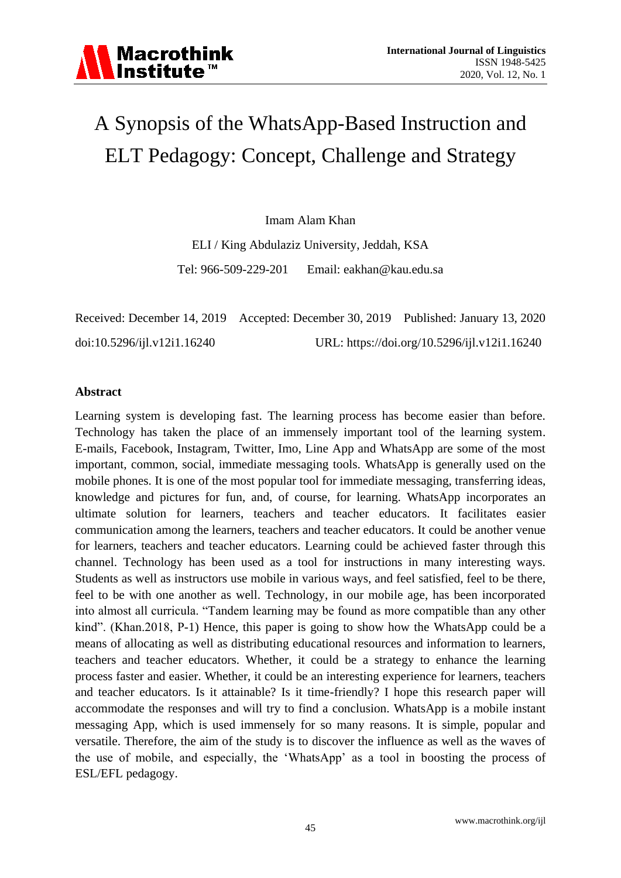# A Synopsis of the WhatsApp-Based Instruction and ELT Pedagogy: Concept, Challenge and Strategy

Imam Alam Khan

ELI / King Abdulaziz University, Jeddah, KSA

Tel: 966-509-229-201 Email: eakhan@kau.edu.sa

Received: December 14, 2019 Accepted: December 30, 2019 Published: January 13, 2020

doi:10.5296/ijl.v12i1.16240 URL: https://doi.org/10.5296/ijl.v12i1.16240

## Abstract

Learning system is developing fast. The learning process has become easier than before. Technology has taken the place of an immensely important tool of the learning system. E-mails, Facebook, Instagram, Twitter, Imo, Line App and WhatsApp are some of the most important, common, social, immediate messaging tools. WhatsApp is generally used on the mobile phones. It is one of the most popular tool for immediate messaging, transferring ideas, knowledge and pictures for fun, and, of course, for learning. WhatsApp incorporates an ultimate solution for learners, teachers and teacher educators. It facilitates easier communication among the learners, teachers and teacher educators. It could be another venue for learners, teachers and teacher educators. Learning could be achieved faster through this channel. Technology has been used as a tool for instructions in many interesting ways. Students as well as instructors use mobile in various ways, and feel satisfied, feel to be there, feel to be with one another as well. Technology, in our mobile age, has been incorporated into almost all curricula. "Tandem learning may be found as more compatible than any other kind". (Khan.2018, P-1) Hence, this paper is going to show how the WhatsApp could be a means of allocating as well as distributing educational resources and information to learners, teachers and teacher educators. Whether, it could be a strategy to enhance the learning process faster and easier. Whether, it could be an interesting experience for learners, teachers and teacher educators. Is it attainable? Is it time-friendly? I hope this research paper will accommodate the responses and will try to find a conclusion. WhatsApp is a mobile instant messaging App, which is used immensely for so many reasons. It is simple, popular and versatile. Therefore, the aim of the study is to discover the influence as well as the waves of the use of mobile, and especially, the 'WhatsApp' as a tool in boosting the process of ESL/EFL pedagogy.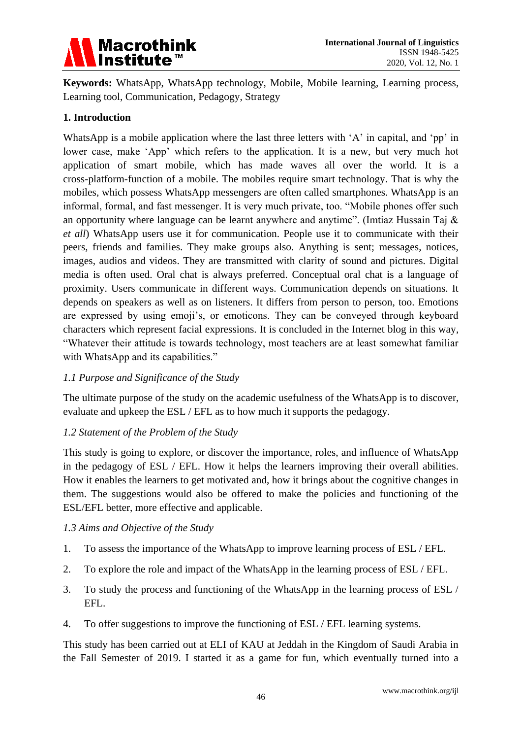**Keywords:** WhatsApp, WhatsApp technology, Mobile, Mobile learning, Learning process, Learning tool, Communication, Pedagogy, Strategy

## 1. Introduction

WhatsApp is a mobile application where the last three letters with 'A' in capital, and 'pp' in lower case, make 'App' which refers to the application. It is a new, but very much hot application of smart mobile, which has made waves all over the world. It is a cross-platform-function of a mobile. The mobiles require smart technology. That is why the mobiles, which possess WhatsApp messengers are often called smartphones. WhatsApp is an informal, formal, and fast messenger. It is very much private, too. "Mobile phones offer such an opportunity where language can be learnt anywhere and anytime". (Imtiaz Hussain Taj & *et all*) WhatsApp users use it for communication. People use it to communicate with their peers, friends and families. They make groups also. Anything is sent; messages, notices, images, audios and videos. They are transmitted with clarity of sound and pictures. Digital media is often used. Oral chat is always preferred. Conceptual oral chat is a language of proximity. Users communicate in different ways. Communication depends on situations. It depends on speakers as well as on listeners. It differs from person to person, too. Emotions are expressed by using emoji's, or emoticons. They can be conveyed through keyboard characters which represent facial expressions. It is concluded in the Internet blog in this way, "Whatever their attitude is towards technology, most teachers are at least somewhat familiar with WhatsApp and its capabilities."

### *1.1 Purpose and Significance of the Study*

The ultimate purpose of the study on the academic usefulness of the WhatsApp is to discover, evaluate and upkeep the ESL / EFL as to how much it supports the pedagogy.

### *1.2 Statement of the Problem of the Study*

This study is going to explore, or discover the importance, roles, and influence of WhatsApp in the pedagogy of ESL / EFL. How it helps the learners improving their overall abilities. How it enables the learners to get motivated and, how it brings about the cognitive changes in them. The suggestions would also be offered to make the policies and functioning of the ESL/EFL better, more effective and applicable.

### *1.3 Aims and Objective of the Study*

1. To assess the importance of the WhatsApp to improve learning process of ESL / EFL.
2. To explore the role and impact of the WhatsApp in the learning process of ESL / EFL.
3. To study the process and functioning of the WhatsApp in the learning process of ESL / EFL.
4. To offer suggestions to improve the functioning of ESL / EFL learning systems.

This study has been carried out at ELI of KAU at Jeddah in the Kingdom of Saudi Arabia in the Fall Semester of 2019. I started it as a game for fun, which eventually turned into a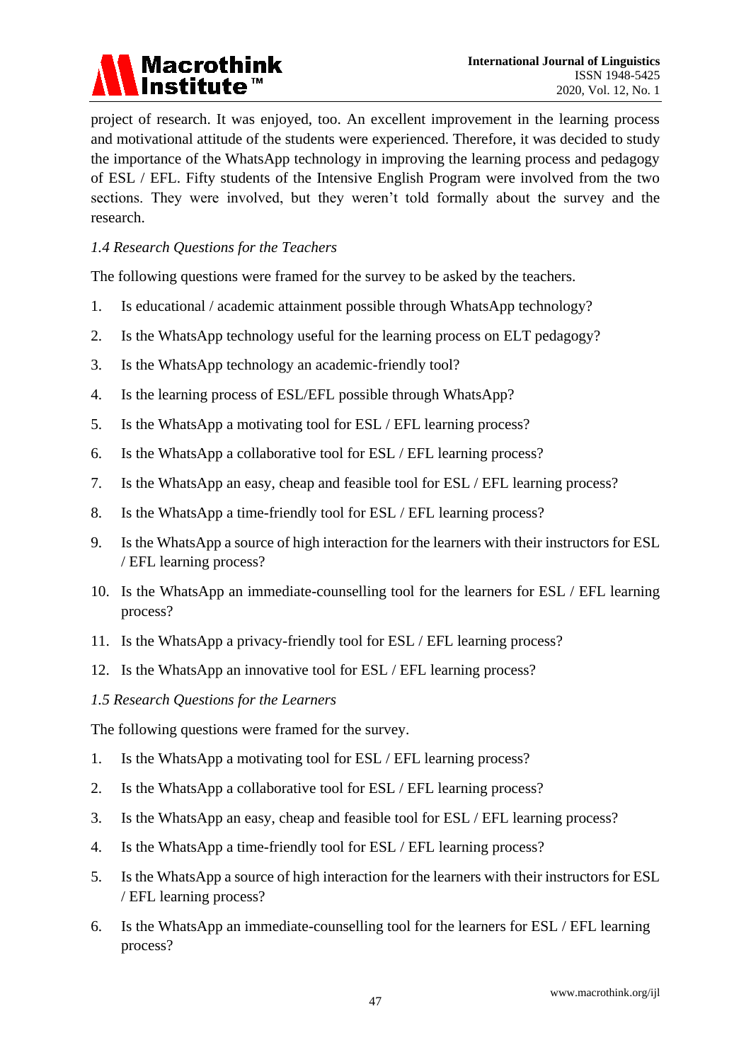project of research. It was enjoyed, too. An excellent improvement in the learning process and motivational attitude of the students were experienced. Therefore, it was decided to study the importance of the WhatsApp technology in improving the learning process and pedagogy of ESL / EFL. Fifty students of the Intensive English Program were involved from the two sections. They were involved, but they weren't told formally about the survey and the research.

### *1.4 Research Questions for the Teachers*

The following questions were framed for the survey to be asked by the teachers.

1. Is educational / academic attainment possible through WhatsApp technology?
2. Is the WhatsApp technology useful for the learning process on ELT pedagogy?
3. Is the WhatsApp technology an academic-friendly tool?
4. Is the learning process of ESL/EFL possible through WhatsApp?
5. Is the WhatsApp a motivating tool for ESL / EFL learning process?
6. Is the WhatsApp a collaborative tool for ESL / EFL learning process?
7. Is the WhatsApp an easy, cheap and feasible tool for ESL / EFL learning process?
8. Is the WhatsApp a time-friendly tool for ESL / EFL learning process?
9. Is the WhatsApp a source of high interaction for the learners with their instructors for ESL / EFL learning process?
10. Is the WhatsApp an immediate-counselling tool for the learners for ESL / EFL learning process?
11. Is the WhatsApp a privacy-friendly tool for ESL / EFL learning process?
12. Is the WhatsApp an innovative tool for ESL / EFL learning process?

### *1.5 Research Questions for the Learners*

The following questions were framed for the survey.

1. Is the WhatsApp a motivating tool for ESL / EFL learning process?
2. Is the WhatsApp a collaborative tool for ESL / EFL learning process?
3. Is the WhatsApp an easy, cheap and feasible tool for ESL / EFL learning process?
4. Is the WhatsApp a time-friendly tool for ESL / EFL learning process?
5. Is the WhatsApp a source of high interaction for the learners with their instructors for ESL / EFL learning process?
6. Is the WhatsApp an immediate-counselling tool for the learners for ESL / EFL learning process?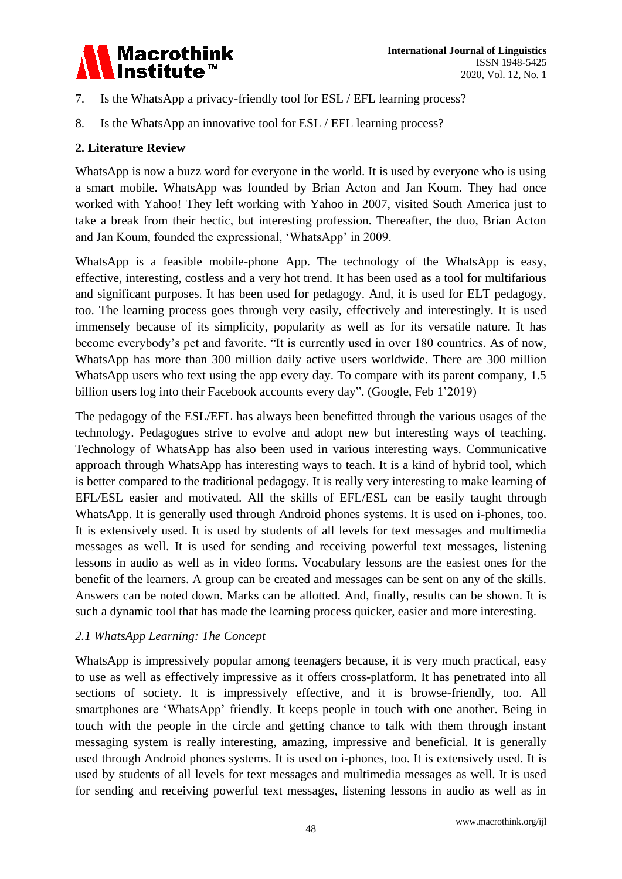7. Is the WhatsApp a privacy-friendly tool for ESL / EFL learning process?

8. Is the WhatsApp an innovative tool for ESL / EFL learning process?

## 2. Literature Review

WhatsApp is now a buzz word for everyone in the world. It is used by everyone who is using a smart mobile. WhatsApp was founded by Brian Acton and Jan Koum. They had once worked with Yahoo! They left working with Yahoo in 2007, visited South America just to take a break from their hectic, but interesting profession. Thereafter, the duo, Brian Acton and Jan Koum, founded the expressional, 'WhatsApp' in 2009.

WhatsApp is a feasible mobile-phone App. The technology of the WhatsApp is easy, effective, interesting, costless and a very hot trend. It has been used as a tool for multifarious and significant purposes. It has been used for pedagogy. And, it is used for ELT pedagogy, too. The learning process goes through very easily, effectively and interestingly. It is used immensely because of its simplicity, popularity as well as for its versatile nature. It has become everybody's pet and favorite. "It is currently used in over 180 countries. As of now, WhatsApp has more than 300 million daily active users worldwide. There are 300 million WhatsApp users who text using the app every day. To compare with its parent company, 1.5 billion users log into their Facebook accounts every day". (Google, Feb 1'2019)

The pedagogy of the ESL/EFL has always been benefitted through the various usages of the technology. Pedagogues strive to evolve and adopt new but interesting ways of teaching. Technology of WhatsApp has also been used in various interesting ways. Communicative approach through WhatsApp has interesting ways to teach. It is a kind of hybrid tool, which is better compared to the traditional pedagogy. It is really very interesting to make learning of EFL/ESL easier and motivated. All the skills of EFL/ESL can be easily taught through WhatsApp. It is generally used through Android phones systems. It is used on i-phones, too. It is extensively used. It is used by students of all levels for text messages and multimedia messages as well. It is used for sending and receiving powerful text messages, listening lessons in audio as well as in video forms. Vocabulary lessons are the easiest ones for the benefit of the learners. A group can be created and messages can be sent on any of the skills. Answers can be noted down. Marks can be allotted. And, finally, results can be shown. It is such a dynamic tool that has made the learning process quicker, easier and more interesting.

### *2.1 WhatsApp Learning: The Concept*

WhatsApp is impressively popular among teenagers because, it is very much practical, easy to use as well as effectively impressive as it offers cross-platform. It has penetrated into all sections of society. It is impressively effective, and it is browse-friendly, too. All smartphones are 'WhatsApp' friendly. It keeps people in touch with one another. Being in touch with the people in the circle and getting chance to talk with them through instant messaging system is really interesting, amazing, impressive and beneficial. It is generally used through Android phones systems. It is used on i-phones, too. It is extensively used. It is used by students of all levels for text messages and multimedia messages as well. It is used for sending and receiving powerful text messages, listening lessons in audio as well as in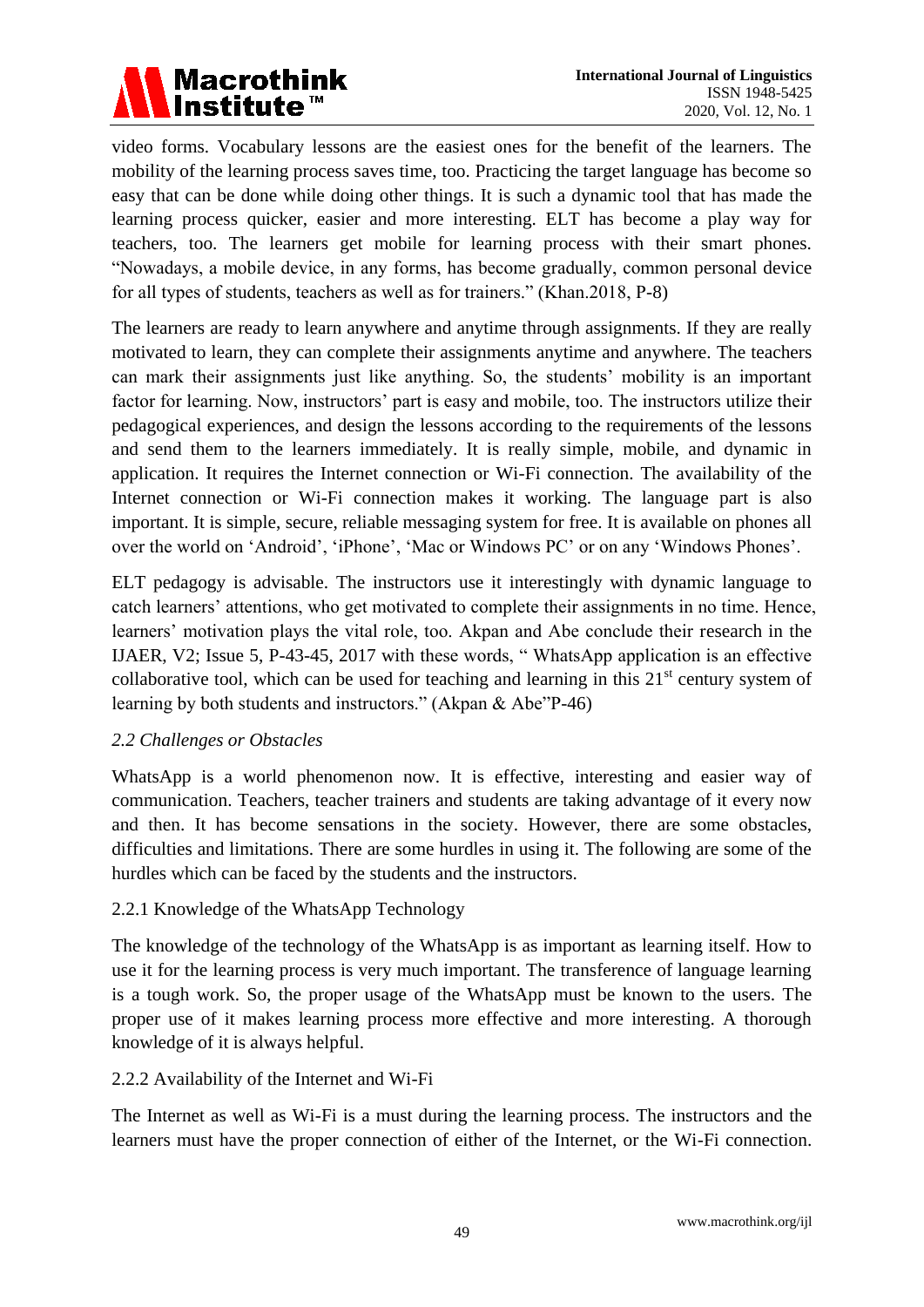video forms. Vocabulary lessons are the easiest ones for the benefit of the learners. The mobility of the learning process saves time, too. Practicing the target language has become so easy that can be done while doing other things. It is such a dynamic tool that has made the learning process quicker, easier and more interesting. ELT has become a play way for teachers, too. The learners get mobile for learning process with their smart phones. "Nowadays, a mobile device, in any forms, has become gradually, common personal device for all types of students, teachers as well as for trainers." (Khan.2018, P-8)

The learners are ready to learn anywhere and anytime through assignments. If they are really motivated to learn, they can complete their assignments anytime and anywhere. The teachers can mark their assignments just like anything. So, the students' mobility is an important factor for learning. Now, instructors' part is easy and mobile, too. The instructors utilize their pedagogical experiences, and design the lessons according to the requirements of the lessons and send them to the learners immediately. It is really simple, mobile, and dynamic in application. It requires the Internet connection or Wi-Fi connection. The availability of the Internet connection or Wi-Fi connection makes it working. The language part is also important. It is simple, secure, reliable messaging system for free. It is available on phones all over the world on 'Android', 'iPhone', 'Mac or Windows PC' or on any 'Windows Phones'.

ELT pedagogy is advisable. The instructors use it interestingly with dynamic language to catch learners' attentions, who get motivated to complete their assignments in no time. Hence, learners' motivation plays the vital role, too. Akpan and Abe conclude their research in the IJAER, V2; Issue 5, P-43-45, 2017 with these words, " WhatsApp application is an effective collaborative tool, which can be used for teaching and learning in this 21st century system of learning by both students and instructors." (Akpan & Abe"P-46)

### *2.2 Challenges or Obstacles*

WhatsApp is a world phenomenon now. It is effective, interesting and easier way of communication. Teachers, teacher trainers and students are taking advantage of it every now and then. It has become sensations in the society. However, there are some obstacles, difficulties and limitations. There are some hurdles in using it. The following are some of the hurdles which can be faced by the students and the instructors.

#### 2.2.1 Knowledge of the WhatsApp Technology

The knowledge of the technology of the WhatsApp is as important as learning itself. How to use it for the learning process is very much important. The transference of language learning is a tough work. So, the proper usage of the WhatsApp must be known to the users. The proper use of it makes learning process more effective and more interesting. A thorough knowledge of it is always helpful.

#### 2.2.2 Availability of the Internet and Wi-Fi

The Internet as well as Wi-Fi is a must during the learning process. The instructors and the learners must have the proper connection of either of the Internet, or the Wi-Fi connection.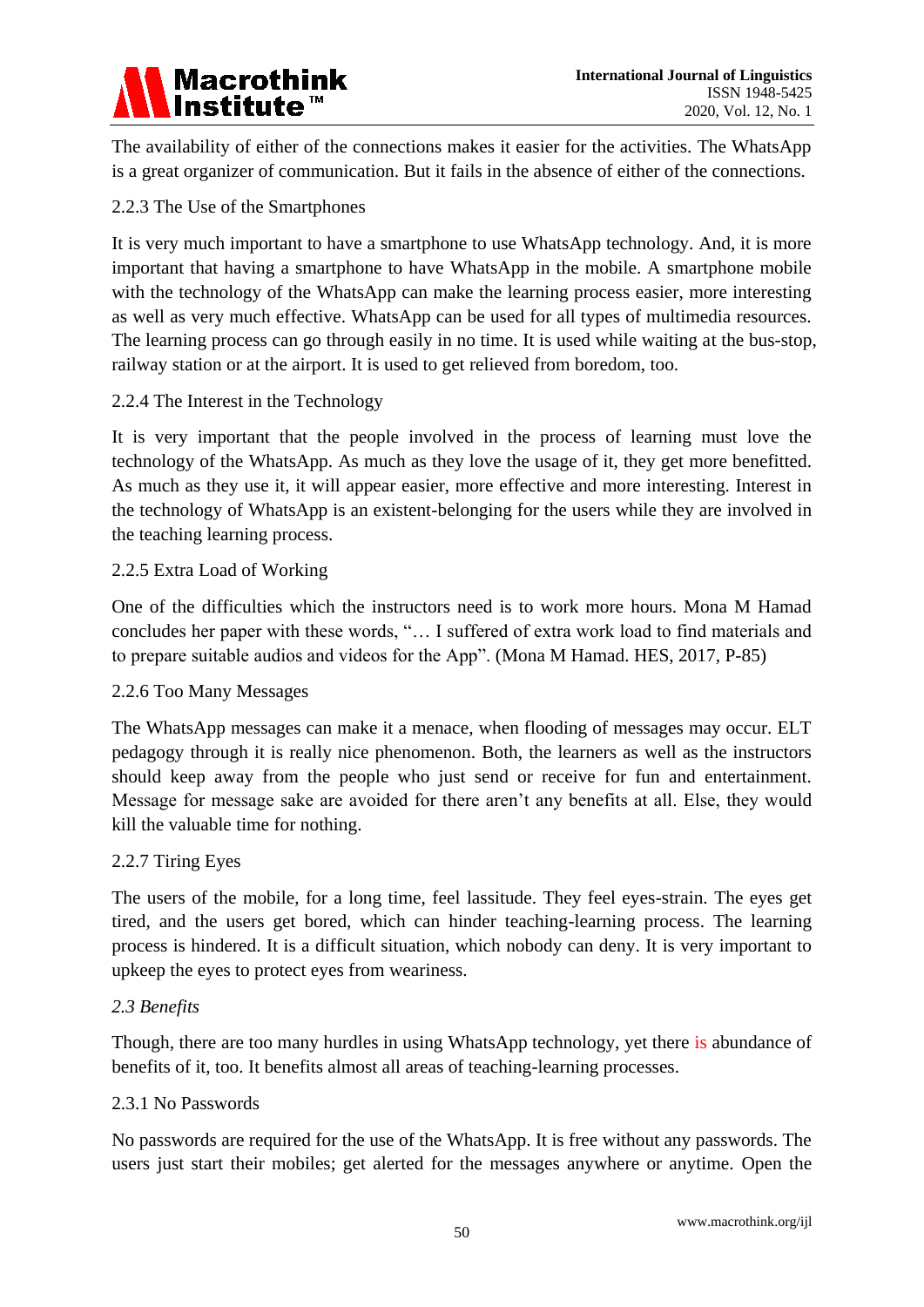The availability of either of the connections makes it easier for the activities. The WhatsApp is a great organizer of communication. But it fails in the absence of either of the connections.

2.2.3 The Use of the Smartphones

It is very much important to have a smartphone to use WhatsApp technology. And, it is more important that having a smartphone to have WhatsApp in the mobile. A smartphone mobile with the technology of the WhatsApp can make the learning process easier, more interesting as well as very much effective. WhatsApp can be used for all types of multimedia resources. The learning process can go through easily in no time. It is used while waiting at the bus-stop, railway station or at the airport. It is used to get relieved from boredom, too.

2.2.4 The Interest in the Technology

It is very important that the people involved in the process of learning must love the technology of the WhatsApp. As much as they love the usage of it, they get more benefitted. As much as they use it, it will appear easier, more effective and more interesting. Interest in the technology of WhatsApp is an existent-belonging for the users while they are involved in the teaching learning process.

2.2.5 Extra Load of Working

One of the difficulties which the instructors need is to work more hours. Mona M Hamad concludes her paper with these words, "… I suffered of extra work load to find materials and to prepare suitable audios and videos for the App". (Mona M Hamad. HES, 2017, P-85)

2.2.6 Too Many Messages

The WhatsApp messages can make it a menace, when flooding of messages may occur. ELT pedagogy through it is really nice phenomenon. Both, the learners as well as the instructors should keep away from the people who just send or receive for fun and entertainment. Message for message sake are avoided for there aren't any benefits at all. Else, they would kill the valuable time for nothing.

2.2.7 Tiring Eyes

The users of the mobile, for a long time, feel lassitude. They feel eyes-strain. The eyes get tired, and the users get bored, which can hinder teaching-learning process. The learning process is hindered. It is a difficult situation, which nobody can deny. It is very important to upkeep the eyes to protect eyes from weariness.

*2.3 Benefits*

Though, there are too many hurdles in using WhatsApp technology, yet there is abundance of benefits of it, too. It benefits almost all areas of teaching-learning processes.

2.3.1 No Passwords

No passwords are required for the use of the WhatsApp. It is free without any passwords. The users just start their mobiles; get alerted for the messages anywhere or anytime. Open the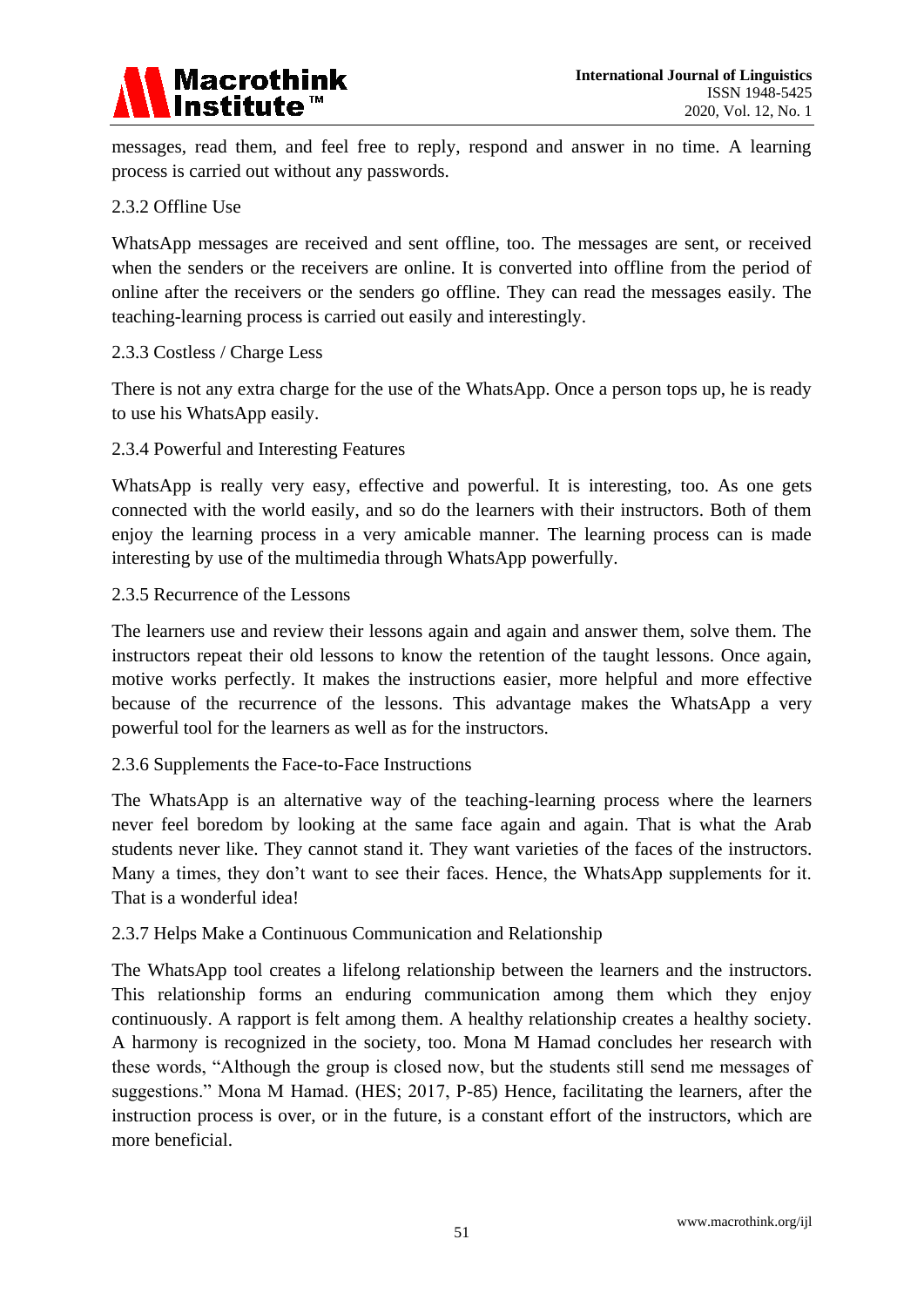messages, read them, and feel free to reply, respond and answer in no time. A learning process is carried out without any passwords.

### 2.3.2 Offline Use

WhatsApp messages are received and sent offline, too. The messages are sent, or received when the senders or the receivers are online. It is converted into offline from the period of online after the receivers or the senders go offline. They can read the messages easily. The teaching-learning process is carried out easily and interestingly.

### 2.3.3 Costless / Charge Less

There is not any extra charge for the use of the WhatsApp. Once a person tops up, he is ready to use his WhatsApp easily.

### 2.3.4 Powerful and Interesting Features

WhatsApp is really very easy, effective and powerful. It is interesting, too. As one gets connected with the world easily, and so do the learners with their instructors. Both of them enjoy the learning process in a very amicable manner. The learning process can is made interesting by use of the multimedia through WhatsApp powerfully.

### 2.3.5 Recurrence of the Lessons

The learners use and review their lessons again and again and answer them, solve them. The instructors repeat their old lessons to know the retention of the taught lessons. Once again, motive works perfectly. It makes the instructions easier, more helpful and more effective because of the recurrence of the lessons. This advantage makes the WhatsApp a very powerful tool for the learners as well as for the instructors.

### 2.3.6 Supplements the Face-to-Face Instructions

The WhatsApp is an alternative way of the teaching-learning process where the learners never feel boredom by looking at the same face again and again. That is what the Arab students never like. They cannot stand it. They want varieties of the faces of the instructors. Many a times, they don't want to see their faces. Hence, the WhatsApp supplements for it. That is a wonderful idea!

### 2.3.7 Helps Make a Continuous Communication and Relationship

The WhatsApp tool creates a lifelong relationship between the learners and the instructors. This relationship forms an enduring communication among them which they enjoy continuously. A rapport is felt among them. A healthy relationship creates a healthy society. A harmony is recognized in the society, too. Mona M Hamad concludes her research with these words, "Although the group is closed now, but the students still send me messages of suggestions." Mona M Hamad. (HES; 2017, P-85) Hence, facilitating the learners, after the instruction process is over, or in the future, is a constant effort of the instructors, which are more beneficial.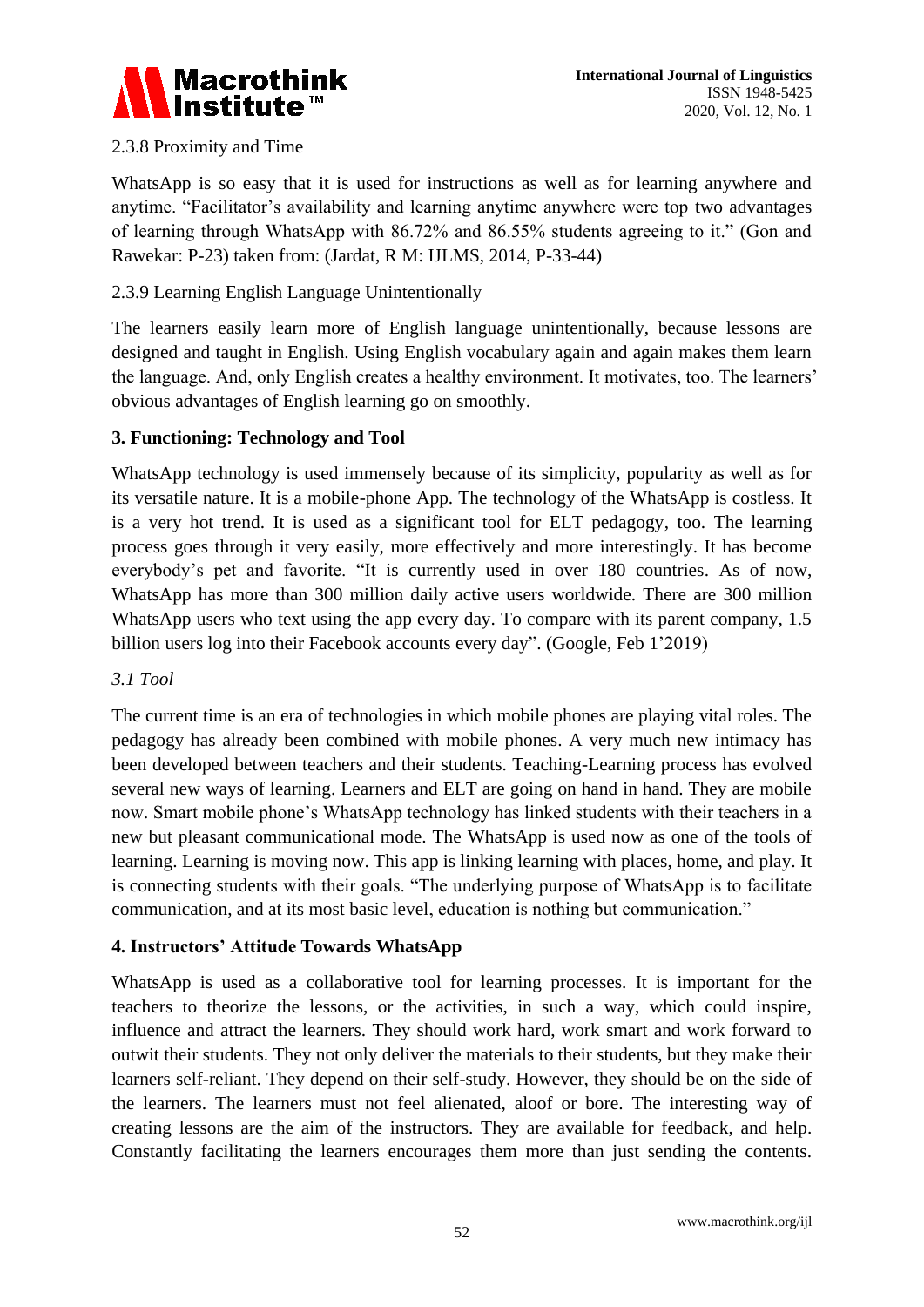### 2.3.8 Proximity and Time

WhatsApp is so easy that it is used for instructions as well as for learning anywhere and anytime. "Facilitator's availability and learning anytime anywhere were top two advantages of learning through WhatsApp with 86.72% and 86.55% students agreeing to it." (Gon and Rawekar: P-23) taken from: (Jardat, R M: IJLMS, 2014, P-33-44)

### 2.3.9 Learning English Language Unintentionally

The learners easily learn more of English language unintentionally, because lessons are designed and taught in English. Using English vocabulary again and again makes them learn the language. And, only English creates a healthy environment. It motivates, too. The learners' obvious advantages of English learning go on smoothly.

## 3. Functioning: Technology and Tool

WhatsApp technology is used immensely because of its simplicity, popularity as well as for its versatile nature. It is a mobile-phone App. The technology of the WhatsApp is costless. It is a very hot trend. It is used as a significant tool for ELT pedagogy, too. The learning process goes through it very easily, more effectively and more interestingly. It has become everybody's pet and favorite. "It is currently used in over 180 countries. As of now, WhatsApp has more than 300 million daily active users worldwide. There are 300 million WhatsApp users who text using the app every day. To compare with its parent company, 1.5 billion users log into their Facebook accounts every day". (Google, Feb 1'2019)

### *3.1 Tool*

The current time is an era of technologies in which mobile phones are playing vital roles. The pedagogy has already been combined with mobile phones. A very much new intimacy has been developed between teachers and their students. Teaching-Learning process has evolved several new ways of learning. Learners and ELT are going on hand in hand. They are mobile now. Smart mobile phone's WhatsApp technology has linked students with their teachers in a new but pleasant communicational mode. The WhatsApp is used now as one of the tools of learning. Learning is moving now. This app is linking learning with places, home, and play. It is connecting students with their goals. "The underlying purpose of WhatsApp is to facilitate communication, and at its most basic level, education is nothing but communication."

## 4. Instructors' Attitude Towards WhatsApp

WhatsApp is used as a collaborative tool for learning processes. It is important for the teachers to theorize the lessons, or the activities, in such a way, which could inspire, influence and attract the learners. They should work hard, work smart and work forward to outwit their students. They not only deliver the materials to their students, but they make their learners self-reliant. They depend on their self-study. However, they should be on the side of the learners. The learners must not feel alienated, aloof or bore. The interesting way of creating lessons are the aim of the instructors. They are available for feedback, and help. Constantly facilitating the learners encourages them more than just sending the contents.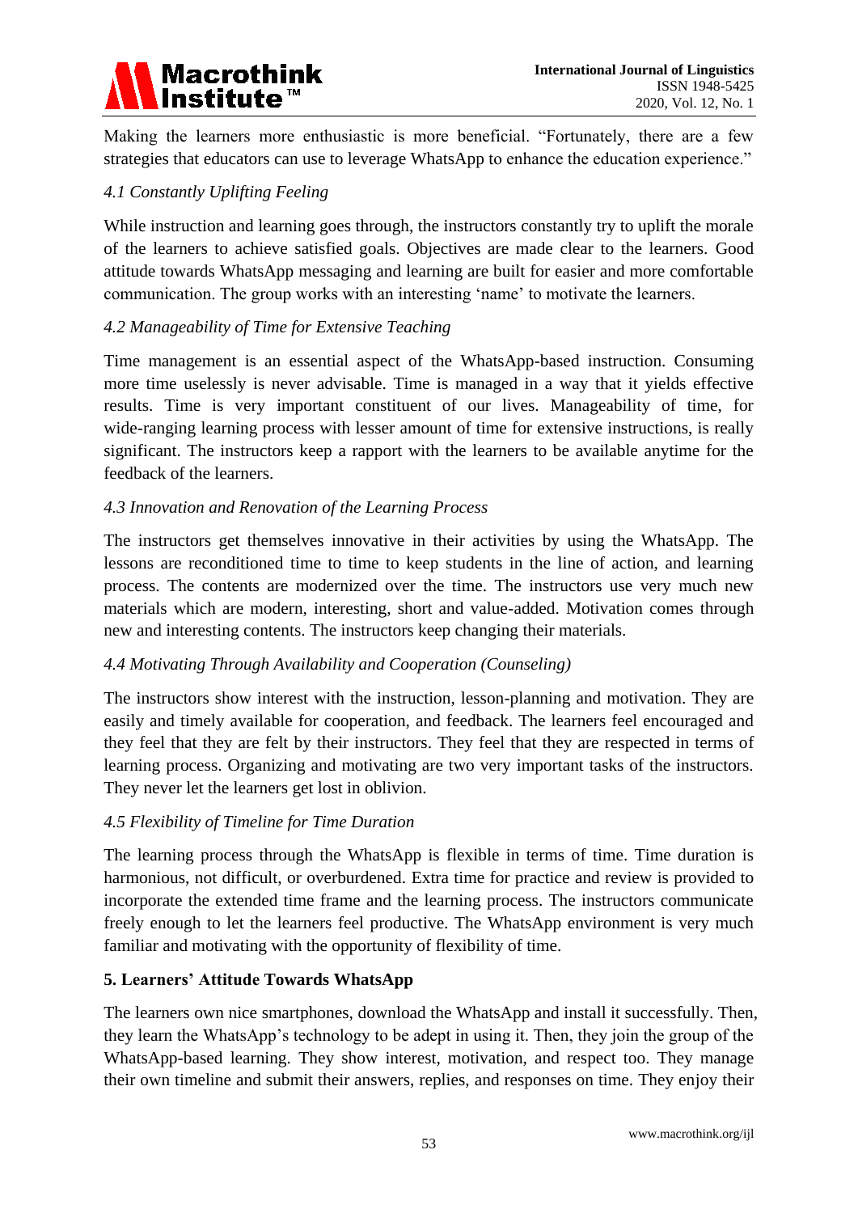Making the learners more enthusiastic is more beneficial. “Fortunately, there are a few strategies that educators can use to leverage WhatsApp to enhance the education experience.”

### *4.1 Constantly Uplifting Feeling*

While instruction and learning goes through, the instructors constantly try to uplift the morale of the learners to achieve satisfied goals. Objectives are made clear to the learners. Good attitude towards WhatsApp messaging and learning are built for easier and more comfortable communication. The group works with an interesting ‘name’ to motivate the learners.

### *4.2 Manageability of Time for Extensive Teaching*

Time management is an essential aspect of the WhatsApp-based instruction. Consuming more time uselessly is never advisable. Time is managed in a way that it yields effective results. Time is very important constituent of our lives. Manageability of time, for wide-ranging learning process with lesser amount of time for extensive instructions, is really significant. The instructors keep a rapport with the learners to be available anytime for the feedback of the learners.

### *4.3 Innovation and Renovation of the Learning Process*

The instructors get themselves innovative in their activities by using the WhatsApp. The lessons are reconditioned time to time to keep students in the line of action, and learning process. The contents are modernized over the time. The instructors use very much new materials which are modern, interesting, short and value-added. Motivation comes through new and interesting contents. The instructors keep changing their materials.

### *4.4 Motivating Through Availability and Cooperation (Counseling)*

The instructors show interest with the instruction, lesson-planning and motivation. They are easily and timely available for cooperation, and feedback. The learners feel encouraged and they feel that they are felt by their instructors. They feel that they are respected in terms of learning process. Organizing and motivating are two very important tasks of the instructors. They never let the learners get lost in oblivion.

### *4.5 Flexibility of Timeline for Time Duration*

The learning process through the WhatsApp is flexible in terms of time. Time duration is harmonious, not difficult, or overburdened. Extra time for practice and review is provided to incorporate the extended time frame and the learning process. The instructors communicate freely enough to let the learners feel productive. The WhatsApp environment is very much familiar and motivating with the opportunity of flexibility of time.

## 5. Learners’ Attitude Towards WhatsApp

The learners own nice smartphones, download the WhatsApp and install it successfully. Then, they learn the WhatsApp’s technology to be adept in using it. Then, they join the group of the WhatsApp-based learning. They show interest, motivation, and respect too. They manage their own timeline and submit their answers, replies, and responses on time. They enjoy their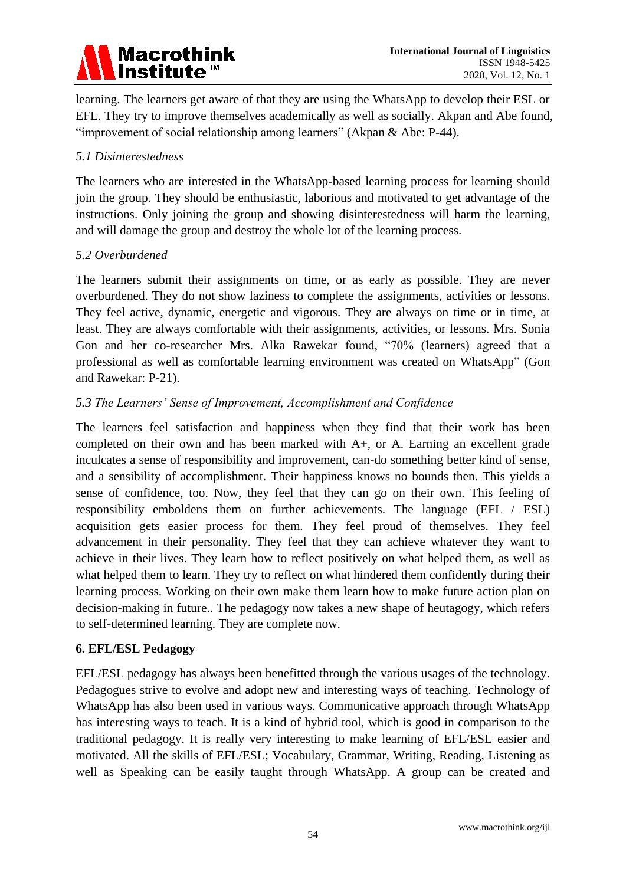learning. The learners get aware of that they are using the WhatsApp to develop their ESL or EFL. They try to improve themselves academically as well as socially. Akpan and Abe found, "improvement of social relationship among learners" (Akpan & Abe: P-44).

### *5.1 Disinterestedness*

The learners who are interested in the WhatsApp-based learning process for learning should join the group. They should be enthusiastic, laborious and motivated to get advantage of the instructions. Only joining the group and showing disinterestedness will harm the learning, and will damage the group and destroy the whole lot of the learning process.

### *5.2 Overburdened*

The learners submit their assignments on time, or as early as possible. They are never overburdened. They do not show laziness to complete the assignments, activities or lessons. They feel active, dynamic, energetic and vigorous. They are always on time or in time, at least. They are always comfortable with their assignments, activities, or lessons. Mrs. Sonia Gon and her co-researcher Mrs. Alka Rawekar found, "70% (learners) agreed that a professional as well as comfortable learning environment was created on WhatsApp" (Gon and Rawekar: P-21).

### *5.3 The Learners' Sense of Improvement, Accomplishment and Confidence*

The learners feel satisfaction and happiness when they find that their work has been completed on their own and has been marked with A+, or A. Earning an excellent grade inculcates a sense of responsibility and improvement, can-do something better kind of sense, and a sensibility of accomplishment. Their happiness knows no bounds then. This yields a sense of confidence, too. Now, they feel that they can go on their own. This feeling of responsibility emboldens them on further achievements. The language (EFL / ESL) acquisition gets easier process for them. They feel proud of themselves. They feel advancement in their personality. They feel that they can achieve whatever they want to achieve in their lives. They learn how to reflect positively on what helped them, as well as what helped them to learn. They try to reflect on what hindered them confidently during their learning process. Working on their own make them learn how to make future action plan on decision-making in future.. The pedagogy now takes a new shape of heutagogy, which refers to self-determined learning. They are complete now.

## 6. EFL/ESL Pedagogy

EFL/ESL pedagogy has always been benefitted through the various usages of the technology. Pedagogues strive to evolve and adopt new and interesting ways of teaching. Technology of WhatsApp has also been used in various ways. Communicative approach through WhatsApp has interesting ways to teach. It is a kind of hybrid tool, which is good in comparison to the traditional pedagogy. It is really very interesting to make learning of EFL/ESL easier and motivated. All the skills of EFL/ESL; Vocabulary, Grammar, Writing, Reading, Listening as well as Speaking can be easily taught through WhatsApp. A group can be created and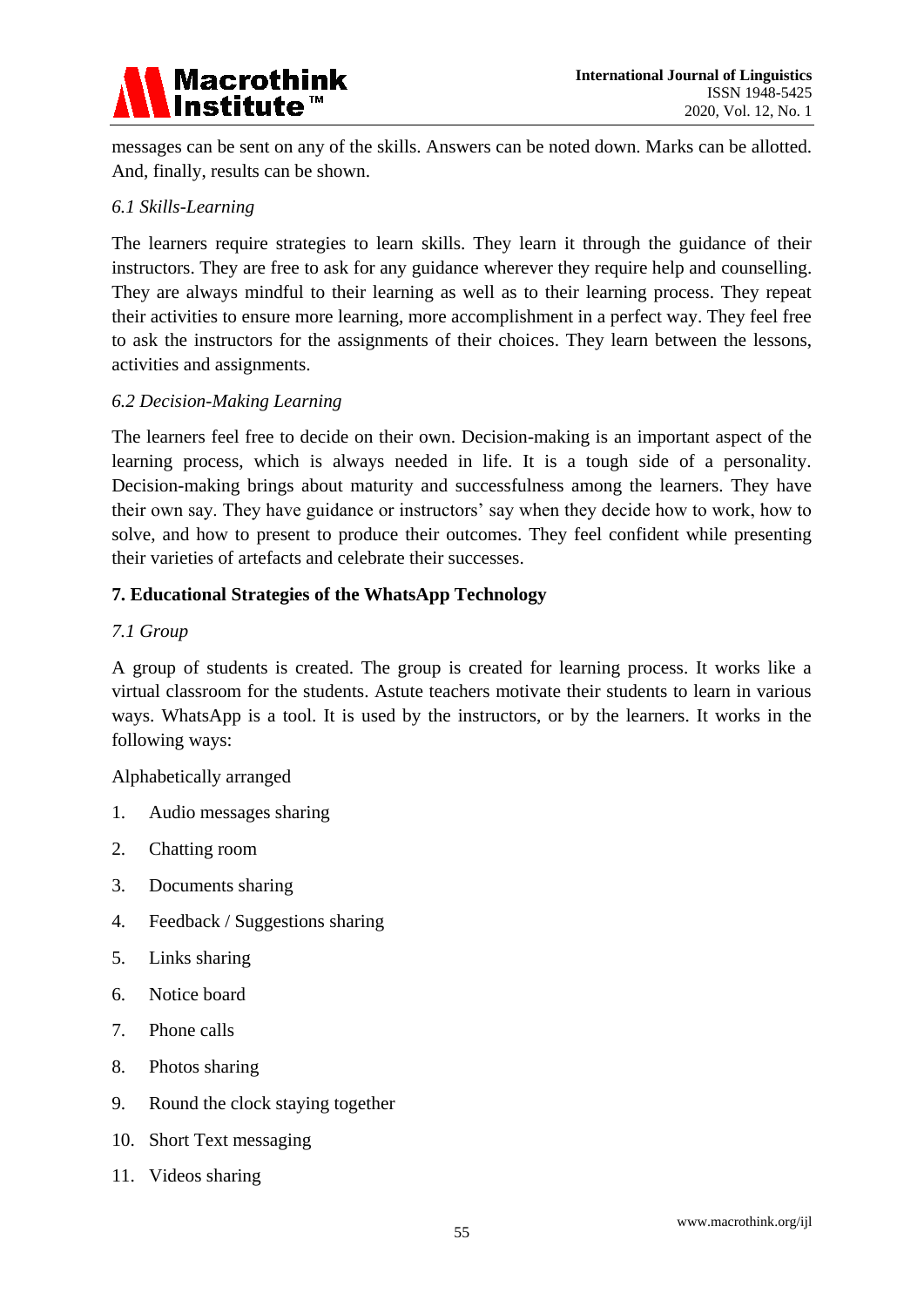messages can be sent on any of the skills. Answers can be noted down. Marks can be allotted. And, finally, results can be shown.

### *6.1 Skills-Learning*

The learners require strategies to learn skills. They learn it through the guidance of their instructors. They are free to ask for any guidance wherever they require help and counselling. They are always mindful to their learning as well as to their learning process. They repeat their activities to ensure more learning, more accomplishment in a perfect way. They feel free to ask the instructors for the assignments of their choices. They learn between the lessons, activities and assignments.

### *6.2 Decision-Making Learning*

The learners feel free to decide on their own. Decision-making is an important aspect of the learning process, which is always needed in life. It is a tough side of a personality. Decision-making brings about maturity and successfulness among the learners. They have their own say. They have guidance or instructors' say when they decide how to work, how to solve, and how to present to produce their outcomes. They feel confident while presenting their varieties of artefacts and celebrate their successes.

## **7. Educational Strategies of the WhatsApp Technology**

### *7.1 Group*

A group of students is created. The group is created for learning process. It works like a virtual classroom for the students. Astute teachers motivate their students to learn in various ways. WhatsApp is a tool. It is used by the instructors, or by the learners. It works in the following ways:

Alphabetically arranged

1. Audio messages sharing
2. Chatting room
3. Documents sharing
4. Feedback / Suggestions sharing
5. Links sharing
6. Notice board
7. Phone calls
8. Photos sharing
9. Round the clock staying together
10. Short Text messaging
11. Videos sharing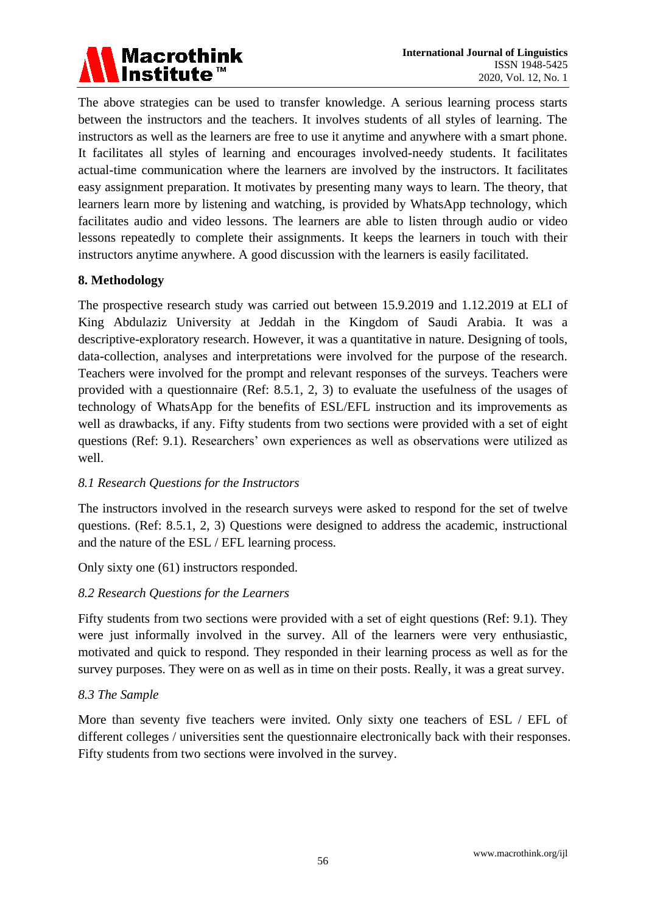The above strategies can be used to transfer knowledge. A serious learning process starts between the instructors and the teachers. It involves students of all styles of learning. The instructors as well as the learners are free to use it anytime and anywhere with a smart phone. It facilitates all styles of learning and encourages involved-needy students. It facilitates actual-time communication where the learners are involved by the instructors. It facilitates easy assignment preparation. It motivates by presenting many ways to learn. The theory, that learners learn more by listening and watching, is provided by WhatsApp technology, which facilitates audio and video lessons. The learners are able to listen through audio or video lessons repeatedly to complete their assignments. It keeps the learners in touch with their instructors anytime anywhere. A good discussion with the learners is easily facilitated.

## 8. Methodology

The prospective research study was carried out between 15.9.2019 and 1.12.2019 at ELI of King Abdulaziz University at Jeddah in the Kingdom of Saudi Arabia. It was a descriptive-exploratory research. However, it was a quantitative in nature. Designing of tools, data-collection, analyses and interpretations were involved for the purpose of the research. Teachers were involved for the prompt and relevant responses of the surveys. Teachers were provided with a questionnaire (Ref: 8.5.1, 2, 3) to evaluate the usefulness of the usages of technology of WhatsApp for the benefits of ESL/EFL instruction and its improvements as well as drawbacks, if any. Fifty students from two sections were provided with a set of eight questions (Ref: 9.1). Researchers' own experiences as well as observations were utilized as well.

### *8.1 Research Questions for the Instructors*

The instructors involved in the research surveys were asked to respond for the set of twelve questions. (Ref: 8.5.1, 2, 3) Questions were designed to address the academic, instructional and the nature of the ESL / EFL learning process.

Only sixty one (61) instructors responded.

### *8.2 Research Questions for the Learners*

Fifty students from two sections were provided with a set of eight questions (Ref: 9.1). They were just informally involved in the survey. All of the learners were very enthusiastic, motivated and quick to respond. They responded in their learning process as well as for the survey purposes. They were on as well as in time on their posts. Really, it was a great survey.

### *8.3 The Sample*

More than seventy five teachers were invited. Only sixty one teachers of ESL / EFL of different colleges / universities sent the questionnaire electronically back with their responses. Fifty students from two sections were involved in the survey.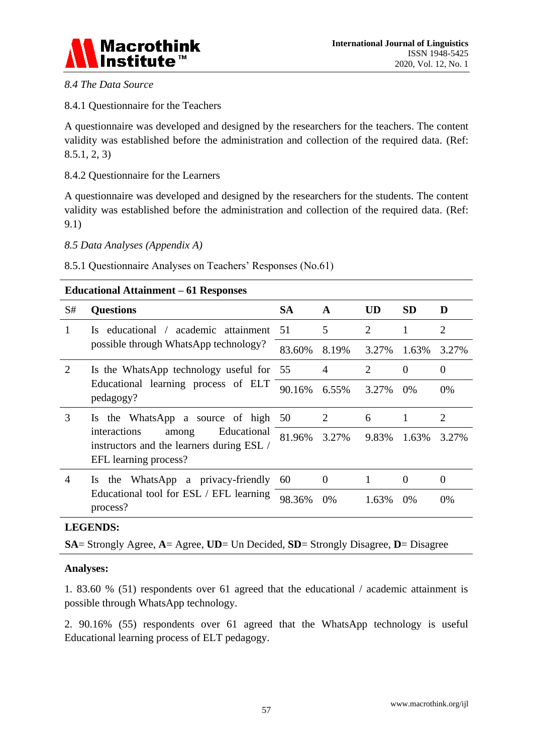*8.4 The Data Source*

8.4.1 Questionnaire for the Teachers

A questionnaire was developed and designed by the researchers for the teachers. The content validity was established before the administration and collection of the required data. (Ref: 8.5.1, 2, 3)

8.4.2 Questionnaire for the Learners

A questionnaire was developed and designed by the researchers for the students. The content validity was established before the administration and collection of the required data. (Ref: 9.1)

*8.5 Data Analyses (Appendix A)*

8.5.1 Questionnaire Analyses on Teachers' Responses (No.61)

**Educational Attainment – 61 Responses**

| S# | Questions | SA | A | UD | SD | D |
|---|---|---|---|---|---|---|
| 1 | Is educational / academic attainment possible through WhatsApp technology? | 51 | 5 | 2 | 1 | 2 |
| | | 83.60% | 8.19% | 3.27% | 1.63% | 3.27% |
| 2 | Is the WhatsApp technology useful for Educational learning process of ELT pedagogy? | 55 | 4 | 2 | 0 | 0 |
| | | 90.16% | 6.55% | 3.27% | 0% | 0% |
| 3 | Is the WhatsApp a source of high interactions among Educational instructors and the learners during ESL / EFL learning process? | 50 | 2 | 6 | 1 | 2 |
| | | 81.96% | 3.27% | 9.83% | 1.63% | 3.27% |
| 4 | Is the WhatsApp a privacy-friendly Educational tool for ESL / EFL learning process? | 60 | 0 | 1 | 0 | 0 |
| | | 98.36% | 0% | 1.63% | 0% | 0% |

**LEGENDS:**

**SA**= Strongly Agree, **A**= Agree, **UD**= Un Decided, **SD**= Strongly Disagree, **D**= Disagree

**Analyses:**

1. 83.60 % (51) respondents over 61 agreed that the educational / academic attainment is possible through WhatsApp technology.

2. 90.16% (55) respondents over 61 agreed that the WhatsApp technology is useful Educational learning process of ELT pedagogy.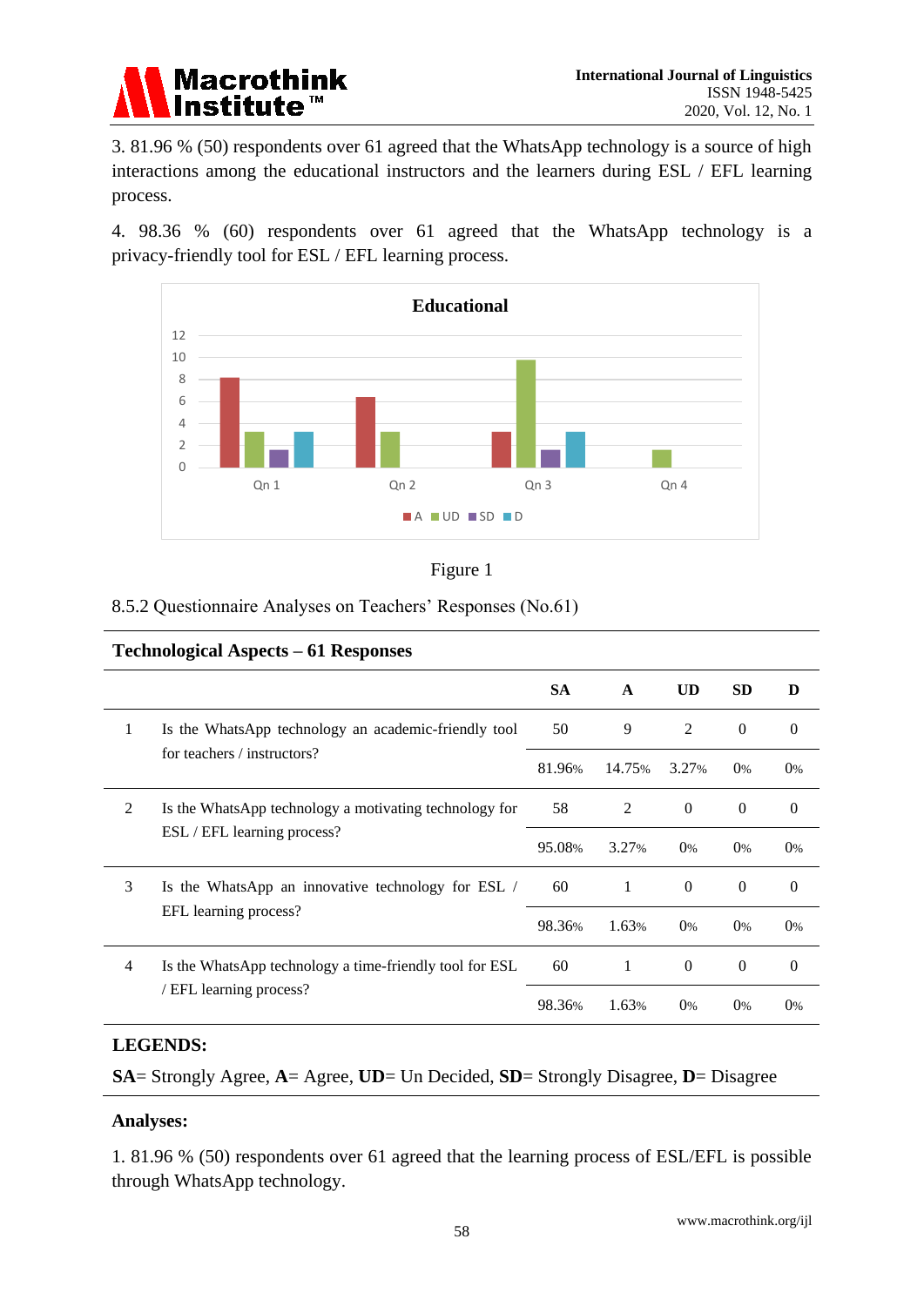3. 81.96 % (50) respondents over 61 agreed that the WhatsApp technology is a source of high interactions among the educational instructors and the learners during ESL / EFL learning process.

4. 98.36 % (60) respondents over 61 agreed that the WhatsApp technology is a privacy-friendly tool for ESL / EFL learning process.

Figure 1

8.5.2 Questionnaire Analyses on Teachers' Responses (No.61)

**Technological Aspects – 61 Responses**

| | | SA | A | UD | SD | D |
|---|---|---|---|---|---|---|
| 1 | Is the WhatsApp technology an academic-friendly tool for teachers / instructors? | 50 | 9 | 2 | 0 | 0 |
| | | 81.96% | 14.75% | 3.27% | 0% | 0% |
| 2 | Is the WhatsApp technology a motivating technology for ESL / EFL learning process? | 58 | 2 | 0 | 0 | 0 |
| | | 95.08% | 3.27% | 0% | 0% | 0% |
| 3 | Is the WhatsApp an innovative technology for ESL / EFL learning process? | 60 | 1 | 0 | 0 | 0 |
| | | 98.36% | 1.63% | 0% | 0% | 0% |
| 4 | Is the WhatsApp technology a time-friendly tool for ESL / EFL learning process? | 60 | 1 | 0 | 0 | 0 |
| | | 98.36% | 1.63% | 0% | 0% | 0% |

**LEGENDS:**

**SA**= Strongly Agree, **A**= Agree, **UD**= Un Decided, **SD**= Strongly Disagree, **D**= Disagree

**Analyses:**

1. 81.96 % (50) respondents over 61 agreed that the learning process of ESL/EFL is possible through WhatsApp technology.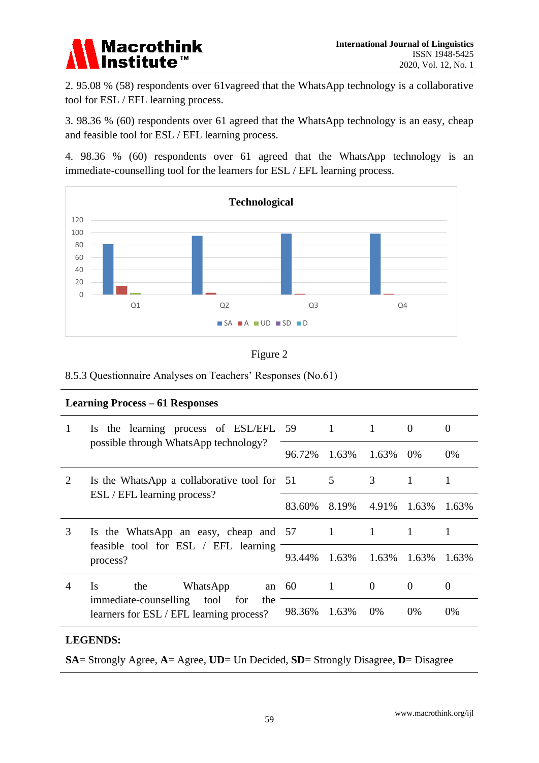2. 95.08 % (58) respondents over 61vagreed that the WhatsApp technology is a collaborative tool for ESL / EFL learning process.

3. 98.36 % (60) respondents over 61 agreed that the WhatsApp technology is an easy, cheap and feasible tool for ESL / EFL learning process.

4. 98.36 % (60) respondents over 61 agreed that the WhatsApp technology is an immediate-counselling tool for the learners for ESL / EFL learning process.

Figure 2

8.5.3 Questionnaire Analyses on Teachers' Responses (No.61)

| **Learning Process – 61 Responses** | | | | | | |
|---|---|---|---|---|---|---|
| 1 | Is the learning process of ESL/EFL possible through WhatsApp technology? | 59 | 1 | 1 | 0 | 0 |
| | | 96.72% | 1.63% | 1.63% | 0% | 0% |
| 2 | Is the WhatsApp a collaborative tool for ESL / EFL learning process? | 51 | 5 | 3 | 1 | 1 |
| | | 83.60% | 8.19% | 4.91% | 1.63% | 1.63% |
| 3 | Is the WhatsApp an easy, cheap and feasible tool for ESL / EFL learning process? | 57 | 1 | 1 | 1 | 1 |
| | | 93.44% | 1.63% | 1.63% | 1.63% | 1.63% |
| 4 | Is the WhatsApp an immediate-counselling tool for the learners for ESL / EFL learning process? | 60 | 1 | 0 | 0 | 0 |
| | | 98.36% | 1.63% | 0% | 0% | 0% |

**LEGENDS:**

**SA**= Strongly Agree, **A**= Agree, **UD**= Un Decided, **SD**= Strongly Disagree, **D**= Disagree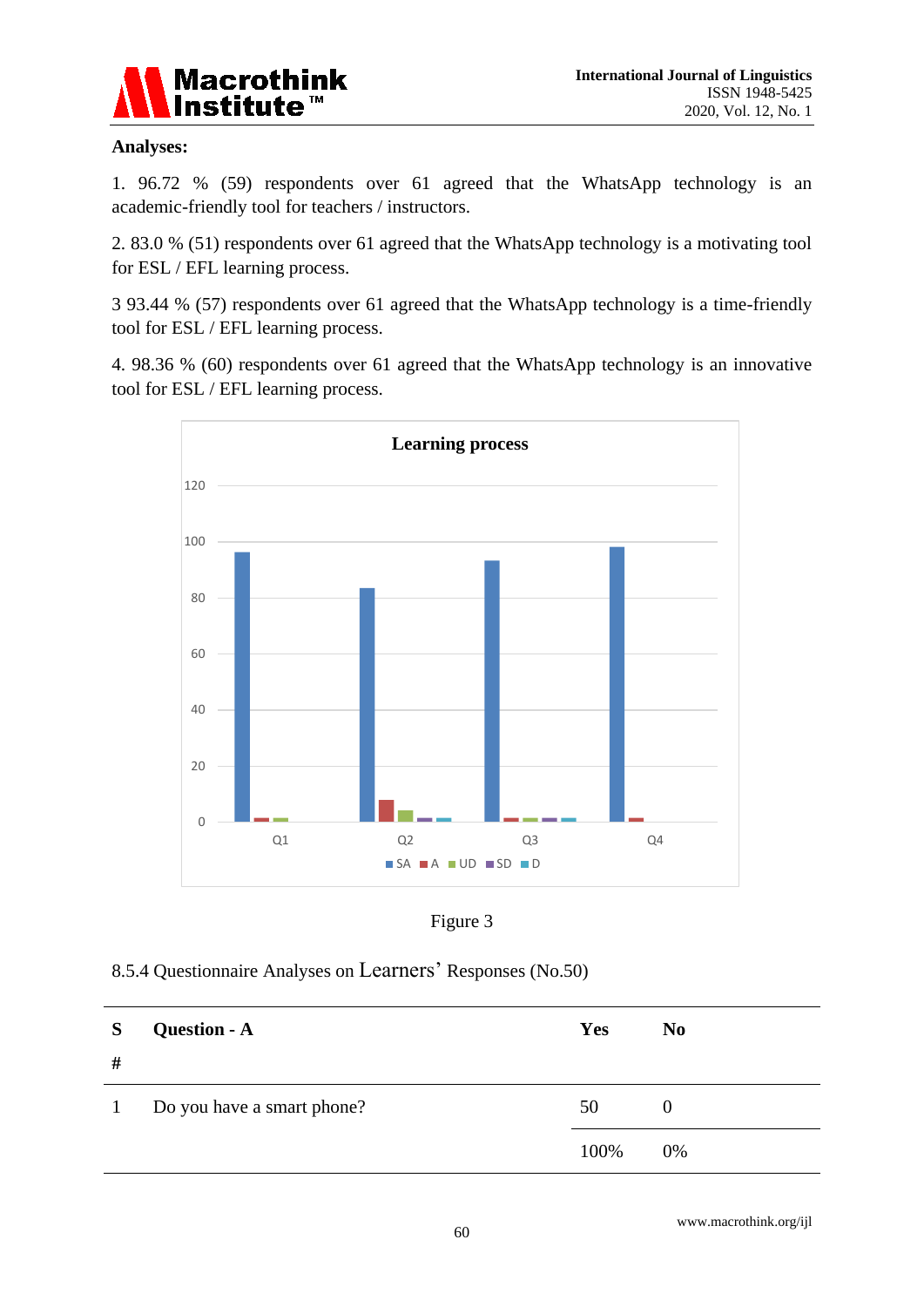**Analyses:**

1. 96.72 % (59) respondents over 61 agreed that the WhatsApp technology is an academic-friendly tool for teachers / instructors.

2. 83.0 % (51) respondents over 61 agreed that the WhatsApp technology is a motivating tool for ESL / EFL learning process.

3 93.44 % (57) respondents over 61 agreed that the WhatsApp technology is a time-friendly tool for ESL / EFL learning process.

4. 98.36 % (60) respondents over 61 agreed that the WhatsApp technology is an innovative tool for ESL / EFL learning process.

Figure 3

8.5.4 Questionnaire Analyses on Learners' Responses (No.50)

| S # | Question - A | Yes | No |
|---|---|---|---|
| 1 | Do you have a smart phone? | 50 | 0 |
| | | 100% | 0% |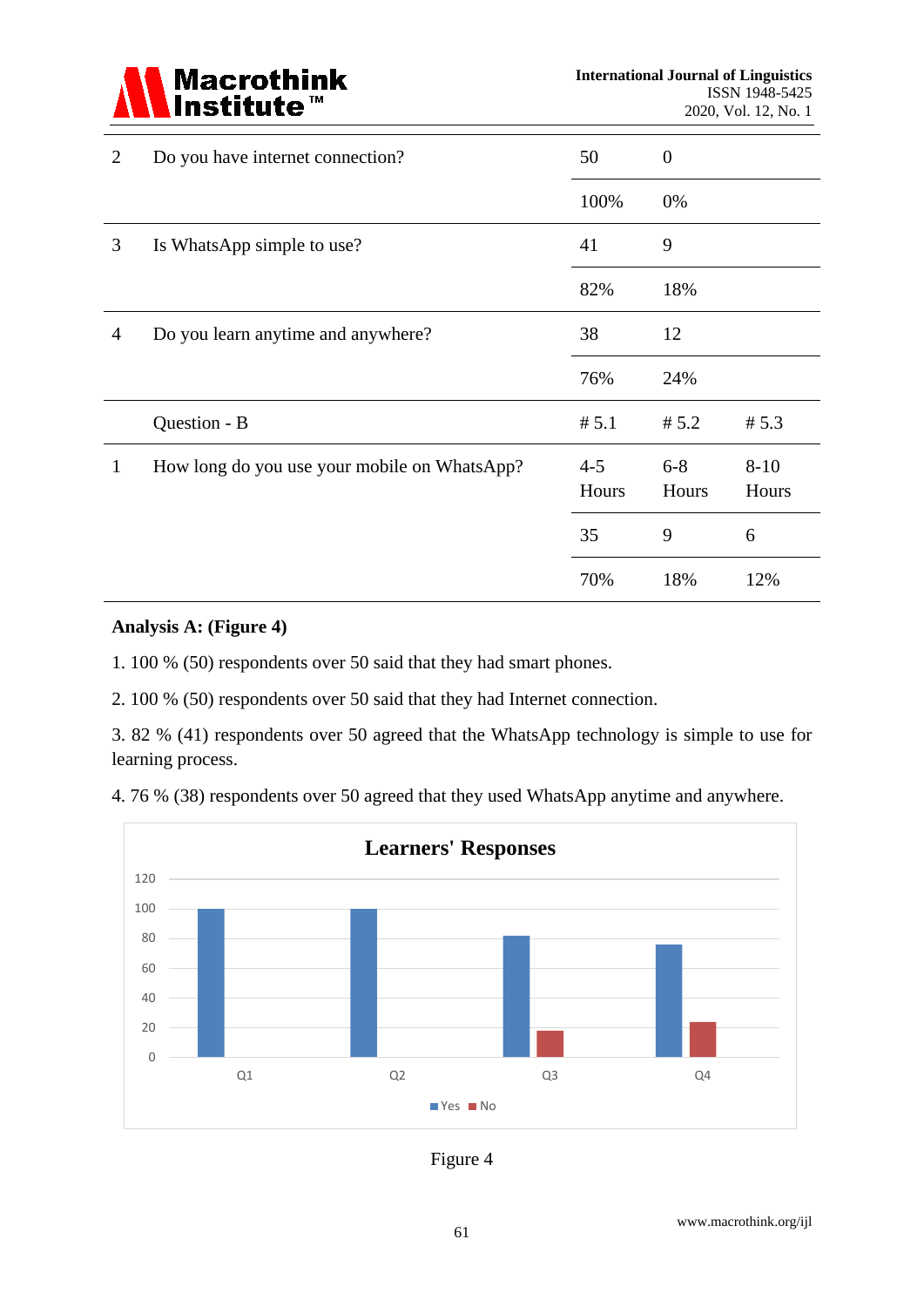| | | | | |
|---|---|---|---|---|
| 2 | Do you have internet connection? | 50 | 0 | |
| | | 100% | 0% | |
| 3 | Is WhatsApp simple to use? | 41 | 9 | |
| | | 82% | 18% | |
| 4 | Do you learn anytime and anywhere? | 38 | 12 | |
| | | 76% | 24% | |
| | Question - B | # 5.1 | # 5.2 | # 5.3 |
| 1 | How long do you use your mobile on WhatsApp? | 4-5 Hours | 6-8 Hours | 8-10 Hours |
| | | 35 | 9 | 6 |
| | | 70% | 18% | 12% |

**Analysis A: (Figure 4)**

1. 100 % (50) respondents over 50 said that they had smart phones.

2. 100 % (50) respondents over 50 said that they had Internet connection.

3. 82 % (41) respondents over 50 agreed that the WhatsApp technology is simple to use for learning process.

4. 76 % (38) respondents over 50 agreed that they used WhatsApp anytime and anywhere.

**Learners' Responses**

| | Yes | No |
|---|---|---|
| Q1 | 100 | 0 |
| Q2 | 100 | 0 |
| Q3 | 82 | 18 |
| Q4 | 76 | 24 |

Figure 4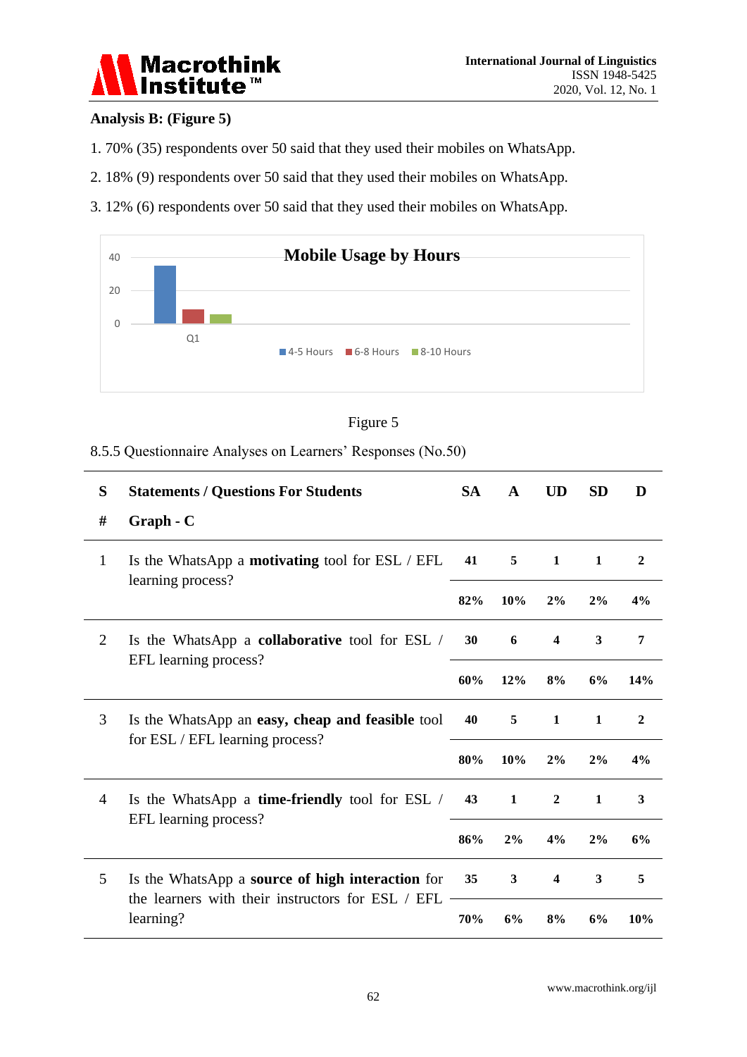**Analysis B: (Figure 5)**

1. 70% (35) respondents over 50 said that they used their mobiles on WhatsApp.
2. 18% (9) respondents over 50 said that they used their mobiles on WhatsApp.
3. 12% (6) respondents over 50 said that they used their mobiles on WhatsApp.

Figure 5

8.5.5 Questionnaire Analyses on Learners' Responses (No.50)

| S # | Statements / Questions For Students Graph - C | SA | A | UD | SD | D |
|---|---|---|---|---|---|---|
| 1 | Is the WhatsApp a **motivating** tool for ESL / EFL learning process? | **41** | **5** | **1** | **1** | **2** |
| | | **82%** | **10%** | **2%** | **2%** | **4%** |
| 2 | Is the WhatsApp a **collaborative** tool for ESL / EFL learning process? | **30** | **6** | **4** | **3** | **7** |
| | | **60%** | **12%** | **8%** | **6%** | **14%** |
| 3 | Is the WhatsApp an **easy, cheap and feasible** tool for ESL / EFL learning process? | **40** | **5** | **1** | **1** | **2** |
| | | **80%** | **10%** | **2%** | **2%** | **4%** |
| 4 | Is the WhatsApp a **time-friendly** tool for ESL / EFL learning process? | **43** | **1** | **2** | **1** | **3** |
| | | **86%** | **2%** | **4%** | **2%** | **6%** |
| 5 | Is the WhatsApp a **source of high interaction** for the learners with their instructors for ESL / EFL learning? | **35** | **3** | **4** | **3** | **5** |
| | | **70%** | **6%** | **8%** | **6%** | **10%** |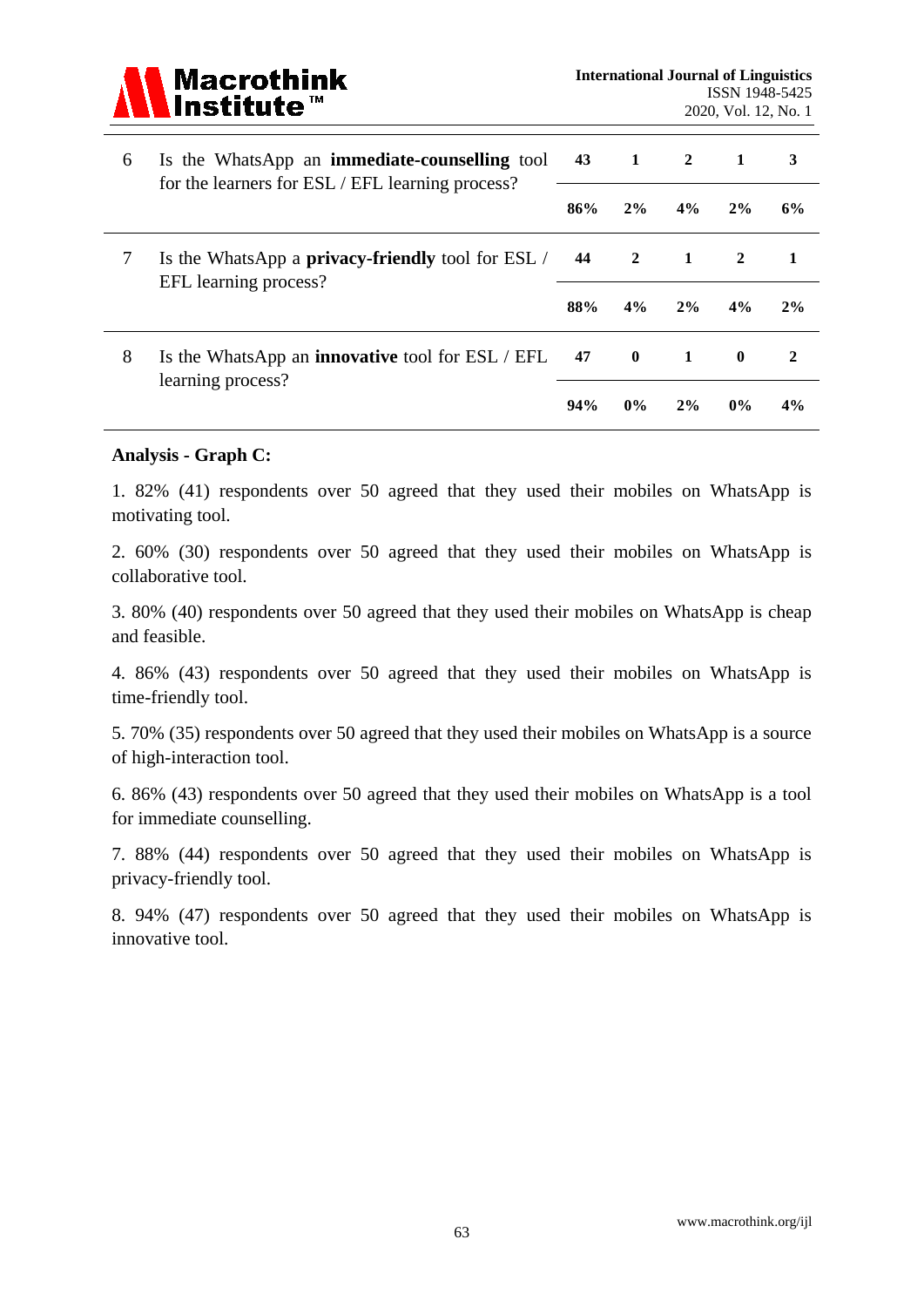| 6 | Is the WhatsApp an **immediate-counselling** tool for the learners for ESL / EFL learning process? | **43** | **1** | **2** | **1** | **3** |
|---|---|---|---|---|---|---|
| | | **86%** | **2%** | **4%** | **2%** | **6%** |
| 7 | Is the WhatsApp a **privacy-friendly** tool for ESL / EFL learning process? | **44** | **2** | **1** | **2** | **1** |
| | | **88%** | **4%** | **2%** | **4%** | **2%** |
| 8 | Is the WhatsApp an **innovative** tool for ESL / EFL learning process? | **47** | **0** | **1** | **0** | **2** |
| | | **94%** | **0%** | **2%** | **0%** | **4%** |

**Analysis - Graph C:**

1. 82% (41) respondents over 50 agreed that they used their mobiles on WhatsApp is motivating tool.

2. 60% (30) respondents over 50 agreed that they used their mobiles on WhatsApp is collaborative tool.

3. 80% (40) respondents over 50 agreed that they used their mobiles on WhatsApp is cheap and feasible.

4. 86% (43) respondents over 50 agreed that they used their mobiles on WhatsApp is time-friendly tool.

5. 70% (35) respondents over 50 agreed that they used their mobiles on WhatsApp is a source of high-interaction tool.

6. 86% (43) respondents over 50 agreed that they used their mobiles on WhatsApp is a tool for immediate counselling.

7. 88% (44) respondents over 50 agreed that they used their mobiles on WhatsApp is privacy-friendly tool.

8. 94% (47) respondents over 50 agreed that they used their mobiles on WhatsApp is innovative tool.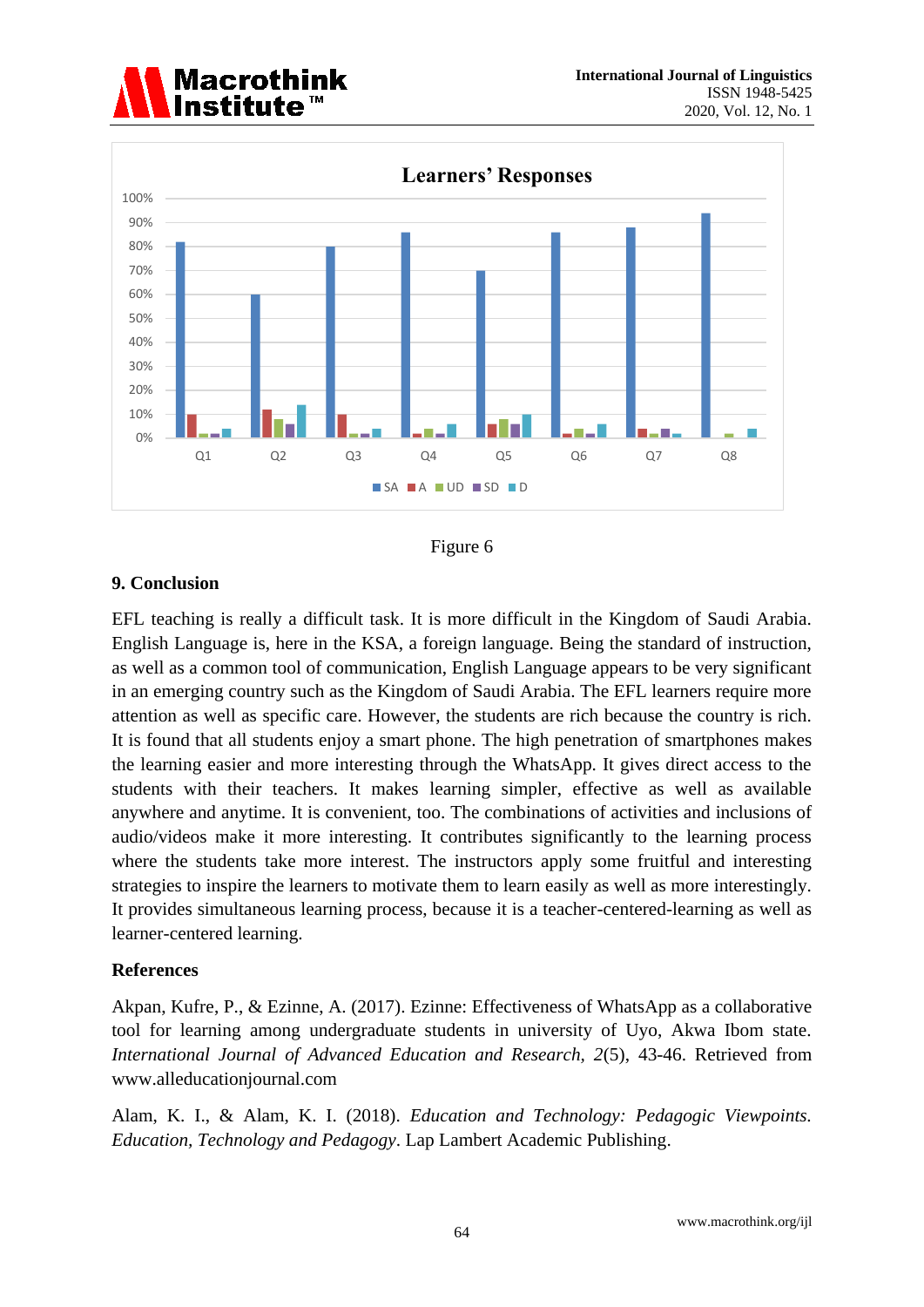Figure 6

## 9. Conclusion

EFL teaching is really a difficult task. It is more difficult in the Kingdom of Saudi Arabia. English Language is, here in the KSA, a foreign language. Being the standard of instruction, as well as a common tool of communication, English Language appears to be very significant in an emerging country such as the Kingdom of Saudi Arabia. The EFL learners require more attention as well as specific care. However, the students are rich because the country is rich. It is found that all students enjoy a smart phone. The high penetration of smartphones makes the learning easier and more interesting through the WhatsApp. It gives direct access to the students with their teachers. It makes learning simpler, effective as well as available anywhere and anytime. It is convenient, too. The combinations of activities and inclusions of audio/videos make it more interesting. It contributes significantly to the learning process where the students take more interest. The instructors apply some fruitful and interesting strategies to inspire the learners to motivate them to learn easily as well as more interestingly. It provides simultaneous learning process, because it is a teacher-centered-learning as well as learner-centered learning.

## References

Akpan, Kufre, P., & Ezinne, A. (2017). Ezinne: Effectiveness of WhatsApp as a collaborative tool for learning among undergraduate students in university of Uyo, Akwa Ibom state. *International Journal of Advanced Education and Research*, *2*(5), 43-46. Retrieved from www.alleducationjournal.com

Alam, K. I., & Alam, K. I. (2018). *Education and Technology: Pedagogic Viewpoints. Education, Technology and Pedagogy*. Lap Lambert Academic Publishing.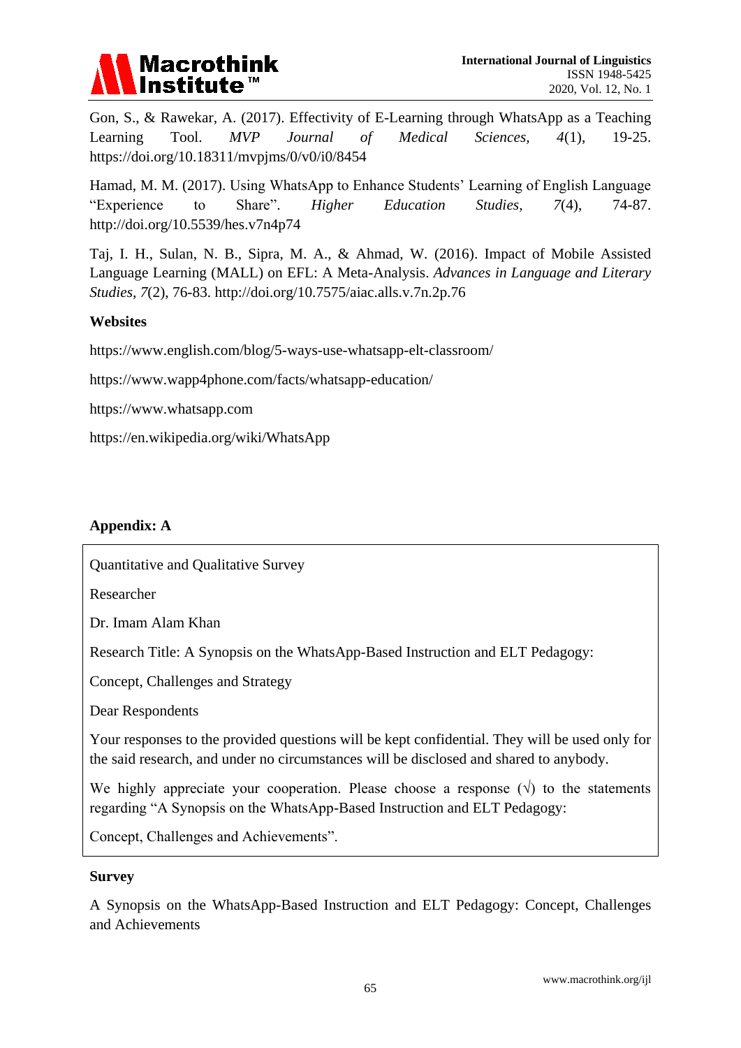Gon, S., & Rawekar, A. (2017). Effectivity of E-Learning through WhatsApp as a Teaching Learning Tool. *MVP Journal of Medical Sciences, 4*(1), 19-25. https://doi.org/10.18311/mvpjms/0/v0/i0/8454

Hamad, M. M. (2017). Using WhatsApp to Enhance Students' Learning of English Language "Experience to Share". *Higher Education Studies, 7*(4), 74-87. http://doi.org/10.5539/hes.v7n4p74

Taj, I. H., Sulan, N. B., Sipra, M. A., & Ahmad, W. (2016). Impact of Mobile Assisted Language Learning (MALL) on EFL: A Meta-Analysis. *Advances in Language and Literary Studies, 7*(2), 76-83. http://doi.org/10.7575/aiac.alls.v.7n.2p.76

**Websites**

https://www.english.com/blog/5-ways-use-whatsapp-elt-classroom/

https://www.wapp4phone.com/facts/whatsapp-education/

https://www.whatsapp.com

https://en.wikipedia.org/wiki/WhatsApp

**Appendix: A**

Quantitative and Qualitative Survey

Researcher

Dr. Imam Alam Khan

Research Title: A Synopsis on the WhatsApp-Based Instruction and ELT Pedagogy:

Concept, Challenges and Strategy

Dear Respondents

Your responses to the provided questions will be kept confidential. They will be used only for the said research, and under no circumstances will be disclosed and shared to anybody.

We highly appreciate your cooperation. Please choose a response (√) to the statements regarding "A Synopsis on the WhatsApp-Based Instruction and ELT Pedagogy:

Concept, Challenges and Achievements".

**Survey**

A Synopsis on the WhatsApp-Based Instruction and ELT Pedagogy: Concept, Challenges and Achievements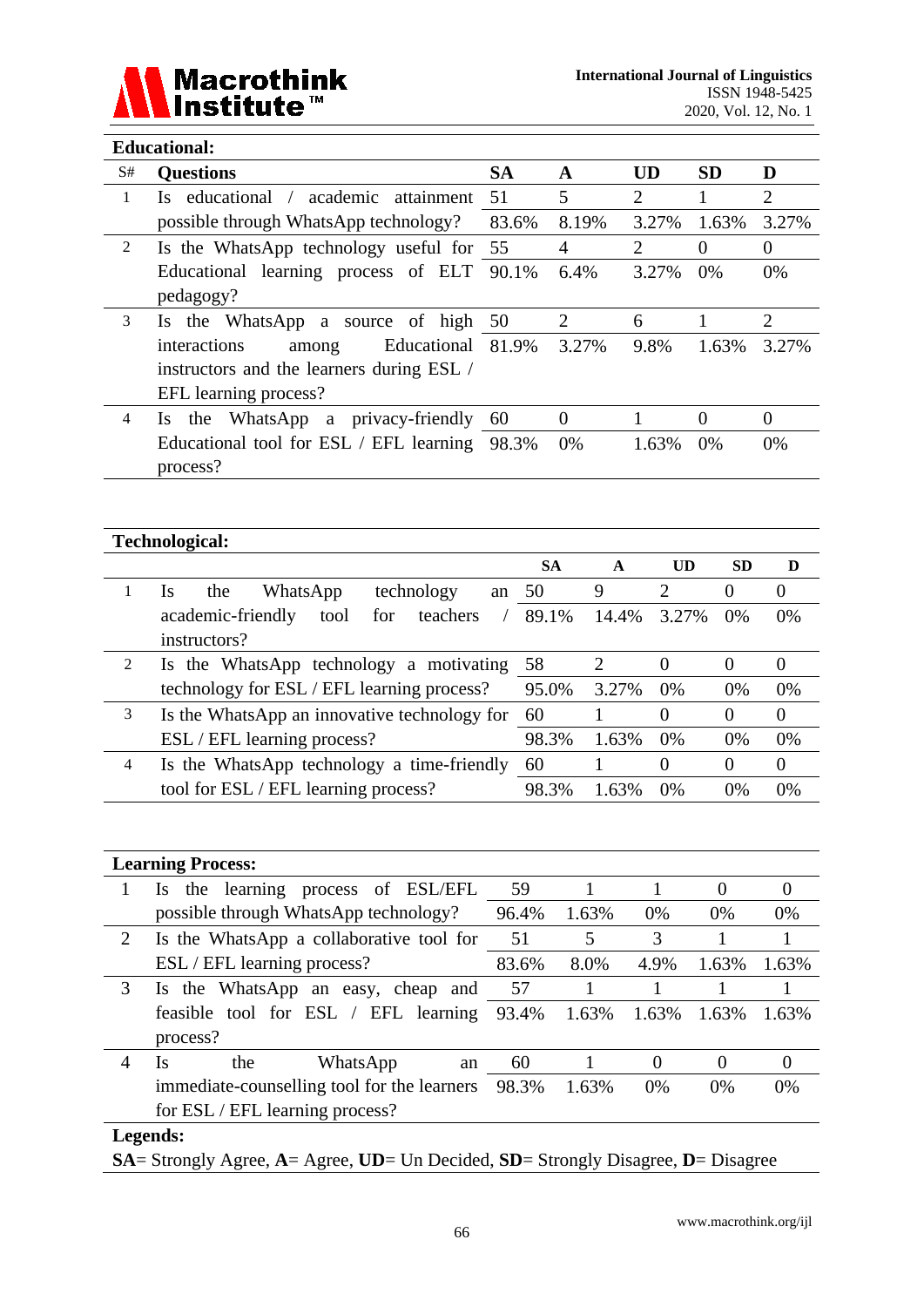**Educational:**

| S# | Questions | SA | A | UD | SD | D |
|---|---|---|---|---|---|---|
| 1 | Is educational / academic attainment possible through WhatsApp technology? | 51<br>83.6% | 5<br>8.19% | 2<br>3.27% | 1<br>1.63% | 2<br>3.27% |
| 2 | Is the WhatsApp technology useful for Educational learning process of ELT pedagogy? | 55<br>90.1% | 4<br>6.4% | 2<br>3.27% | 0<br>0% | 0<br>0% |
| 3 | Is the WhatsApp a source of high interactions among Educational instructors and the learners during ESL / EFL learning process? | 50<br>81.9% | 2<br>3.27% | 6<br>9.8% | 1<br>1.63% | 2<br>3.27% |
| 4 | Is the WhatsApp a privacy-friendly Educational tool for ESL / EFL learning process? | 60<br>98.3% | 0<br>0% | 1<br>1.63% | 0<br>0% | 0<br>0% |

**Technological:**

| | | SA | A | UD | SD | D |
|---|---|---|---|---|---|---|
| 1 | Is the WhatsApp technology an academic-friendly tool for teachers / instructors? | 50<br>89.1% | 9<br>14.4% | 2<br>3.27% | 0<br>0% | 0<br>0% |
| 2 | Is the WhatsApp technology a motivating technology for ESL / EFL learning process? | 58<br>95.0% | 2<br>3.27% | 0<br>0% | 0<br>0% | 0<br>0% |
| 3 | Is the WhatsApp an innovative technology for ESL / EFL learning process? | 60<br>98.3% | 1<br>1.63% | 0<br>0% | 0<br>0% | 0<br>0% |
| 4 | Is the WhatsApp technology a time-friendly tool for ESL / EFL learning process? | 60<br>98.3% | 1<br>1.63% | 0<br>0% | 0<br>0% | 0<br>0% |

**Learning Process:**

| | | | | | | |
|---|---|---|---|---|---|---|
| 1 | Is the learning process of ESL/EFL possible through WhatsApp technology? | 59<br>96.4% | 1<br>1.63% | 1<br>0% | 0<br>0% | 0<br>0% |
| 2 | Is the WhatsApp a collaborative tool for ESL / EFL learning process? | 51<br>83.6% | 5<br>8.0% | 3<br>4.9% | 1<br>1.63% | 1<br>1.63% |
| 3 | Is the WhatsApp an easy, cheap and feasible tool for ESL / EFL learning process? | 57<br>93.4% | 1<br>1.63% | 1<br>1.63% | 1<br>1.63% | 1<br>1.63% |
| 4 | Is the WhatsApp an immediate-counselling tool for the learners for ESL / EFL learning process? | 60<br>98.3% | 1<br>1.63% | 0<br>0% | 0<br>0% | 0<br>0% |

**Legends:**

**SA**= Strongly Agree, **A**= Agree, **UD**= Un Decided, **SD**= Strongly Disagree, **D**= Disagree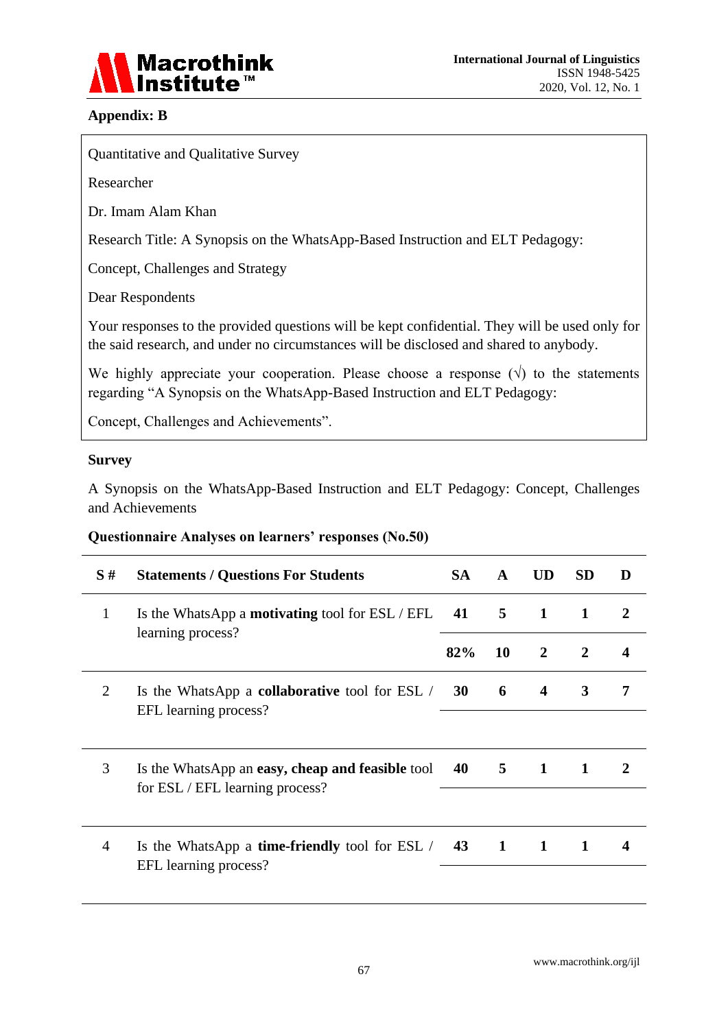## Appendix: B

Quantitative and Qualitative Survey

Researcher

Dr. Imam Alam Khan

Research Title: A Synopsis on the WhatsApp-Based Instruction and ELT Pedagogy:

Concept, Challenges and Strategy

Dear Respondents

Your responses to the provided questions will be kept confidential. They will be used only for the said research, and under no circumstances will be disclosed and shared to anybody.

We highly appreciate your cooperation. Please choose a response (√) to the statements regarding "A Synopsis on the WhatsApp-Based Instruction and ELT Pedagogy:

Concept, Challenges and Achievements".

### Survey

A Synopsis on the WhatsApp-Based Instruction and ELT Pedagogy: Concept, Challenges and Achievements

**Questionnaire Analyses on learners' responses (No.50)**

| S # | Statements / Questions For Students | SA | A | UD | SD | D |
|---|---|---|---|---|---|---|
| 1 | Is the WhatsApp a **motivating** tool for ESL / EFL learning process? | **41** | **5** | **1** | **1** | **2** |
| | | **82%** | **10** | **2** | **2** | **4** |
| 2 | Is the WhatsApp a **collaborative** tool for ESL / EFL learning process? | **30** | **6** | **4** | **3** | **7** |
| | | | | | | |
| 3 | Is the WhatsApp an **easy, cheap and feasible** tool for ESL / EFL learning process? | **40** | **5** | **1** | **1** | **2** |
| | | | | | | |
| 4 | Is the WhatsApp a **time-friendly** tool for ESL / EFL learning process? | **43** | **1** | **1** | **1** | **4** |
| | | | | | | |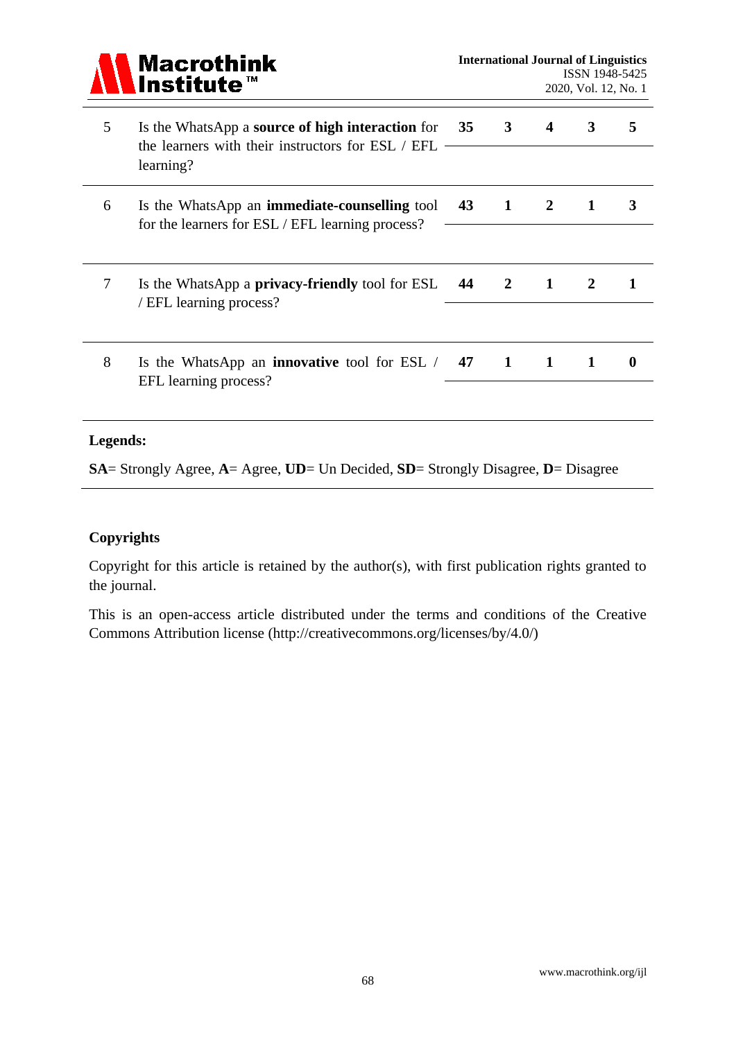| | | | | | | |
|---|---|---|---|---|---|---|
| 5 | Is the WhatsApp a **source of high interaction** for the learners with their instructors for ESL / EFL learning? | **35** | **3** | **4** | **3** | **5** |
| 6 | Is the WhatsApp an **immediate-counselling** tool for the learners for ESL / EFL learning process? | **43** | **1** | **2** | **1** | **3** |
| 7 | Is the WhatsApp a **privacy-friendly** tool for ESL / EFL learning process? | **44** | **2** | **1** | **2** | **1** |
| 8 | Is the WhatsApp an **innovative** tool for ESL / EFL learning process? | **47** | **1** | **1** | **1** | **0** |

**Legends:**

**SA**= Strongly Agree, **A**= Agree, **UD**= Un Decided, **SD**= Strongly Disagree, **D**= Disagree

## Copyrights

Copyright for this article is retained by the author(s), with first publication rights granted to the journal.

This is an open-access article distributed under the terms and conditions of the Creative Commons Attribution license (http://creativecommons.org/licenses/by/4.0/)